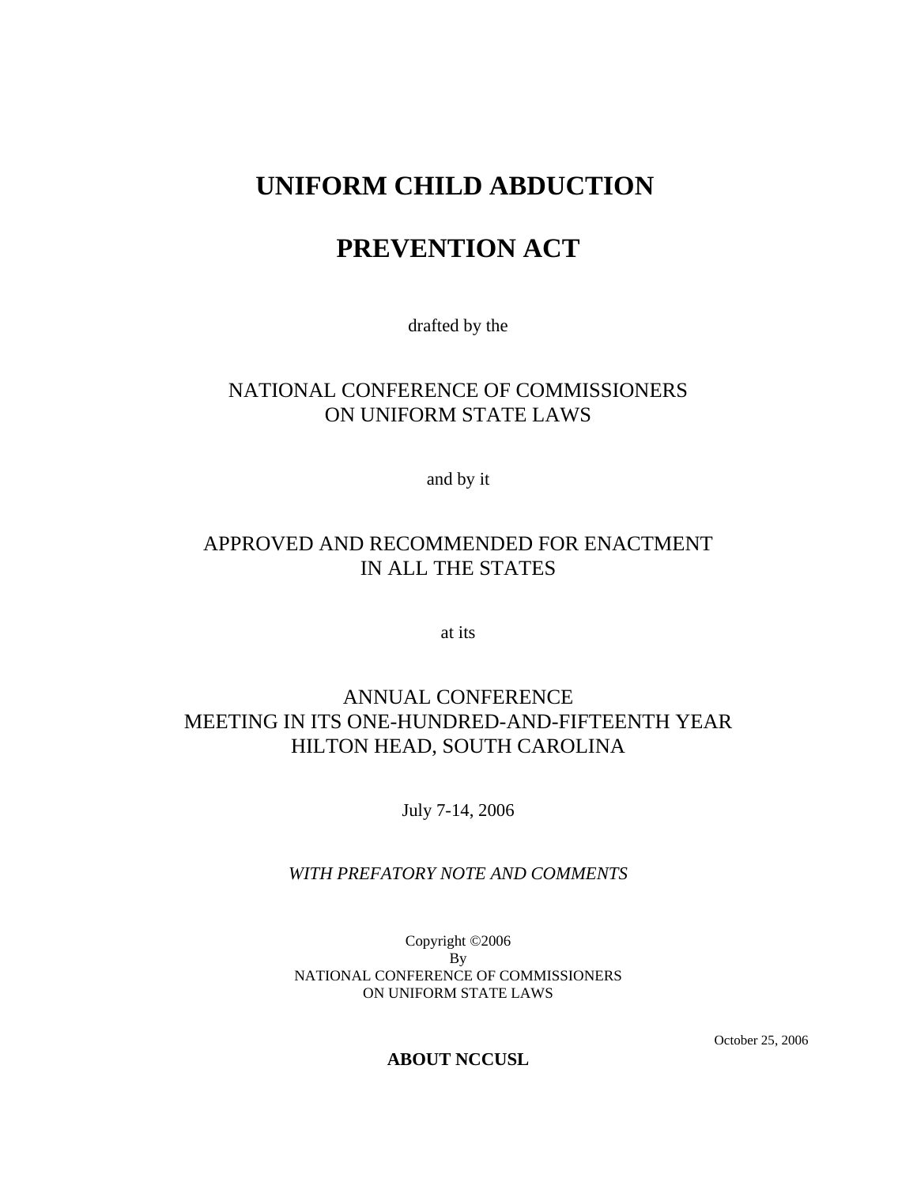# UNIFORM CHILD ABDUCTION

# PREVENTION ACT

drafted by the

NATIONAL CONFERENCE OF COMMISSIONERS
ON UNIFORM STATE LAWS

and by it

APPROVED AND RECOMMENDED FOR ENACTMENT
IN ALL THE STATES

at its

ANNUAL CONFERENCE
MEETING IN ITS ONE-HUNDRED-AND-FIFTEENTH YEAR
HILTON HEAD, SOUTH CAROLINA

July 7-14, 2006

*WITH PREFATORY NOTE AND COMMENTS*

Copyright ©2006
By
NATIONAL CONFERENCE OF COMMISSIONERS
ON UNIFORM STATE LAWS

October 25, 2006

**ABOUT NCCUSL**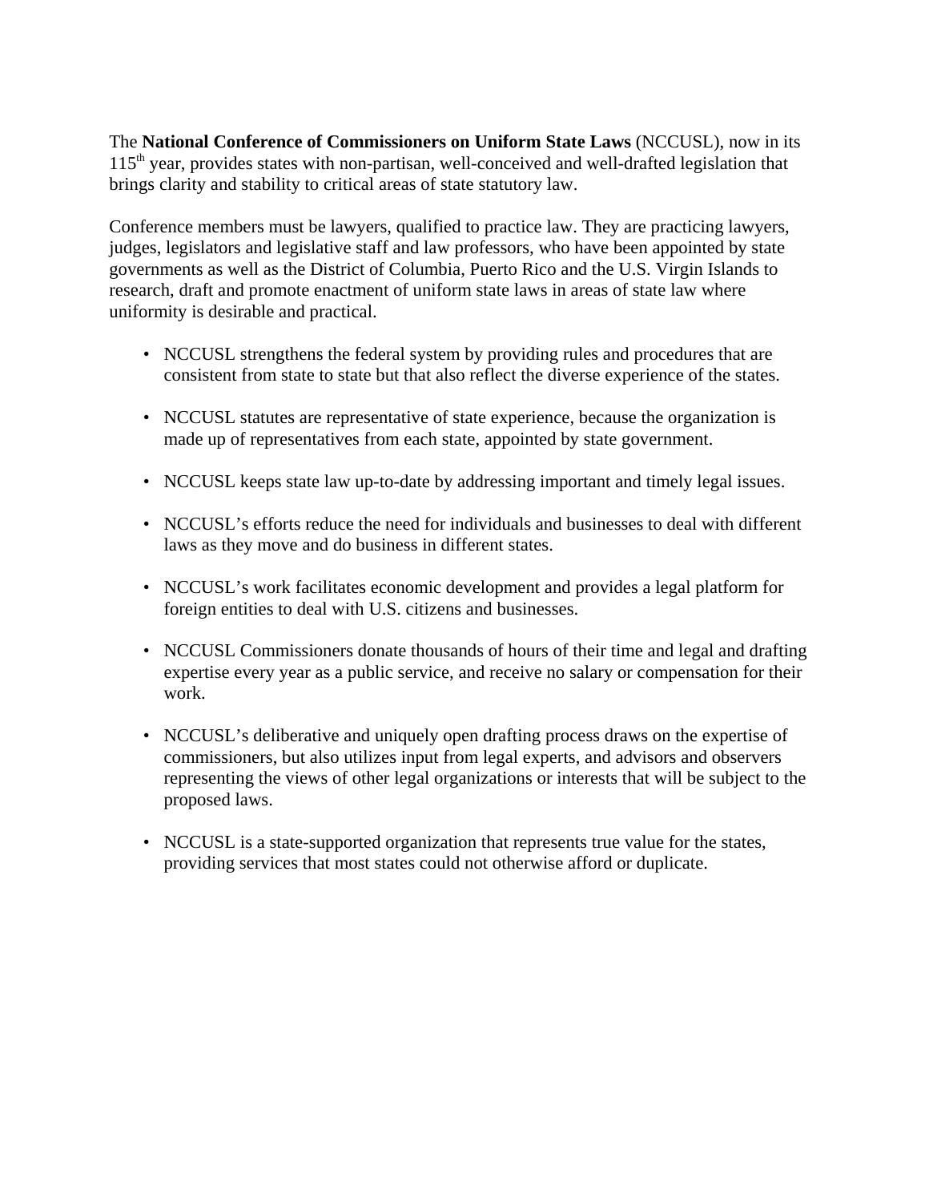The **National Conference of Commissioners on Uniform State Laws** (NCCUSL), now in its 115th year, provides states with non-partisan, well-conceived and well-drafted legislation that brings clarity and stability to critical areas of state statutory law.

Conference members must be lawyers, qualified to practice law. They are practicing lawyers, judges, legislators and legislative staff and law professors, who have been appointed by state governments as well as the District of Columbia, Puerto Rico and the U.S. Virgin Islands to research, draft and promote enactment of uniform state laws in areas of state law where uniformity is desirable and practical.

- NCCUSL strengthens the federal system by providing rules and procedures that are consistent from state to state but that also reflect the diverse experience of the states.

- NCCUSL statutes are representative of state experience, because the organization is made up of representatives from each state, appointed by state government.

- NCCUSL keeps state law up-to-date by addressing important and timely legal issues.

- NCCUSL's efforts reduce the need for individuals and businesses to deal with different laws as they move and do business in different states.

- NCCUSL's work facilitates economic development and provides a legal platform for foreign entities to deal with U.S. citizens and businesses.

- NCCUSL Commissioners donate thousands of hours of their time and legal and drafting expertise every year as a public service, and receive no salary or compensation for their work.

- NCCUSL's deliberative and uniquely open drafting process draws on the expertise of commissioners, but also utilizes input from legal experts, and advisors and observers representing the views of other legal organizations or interests that will be subject to the proposed laws.

- NCCUSL is a state-supported organization that represents true value for the states, providing services that most states could not otherwise afford or duplicate.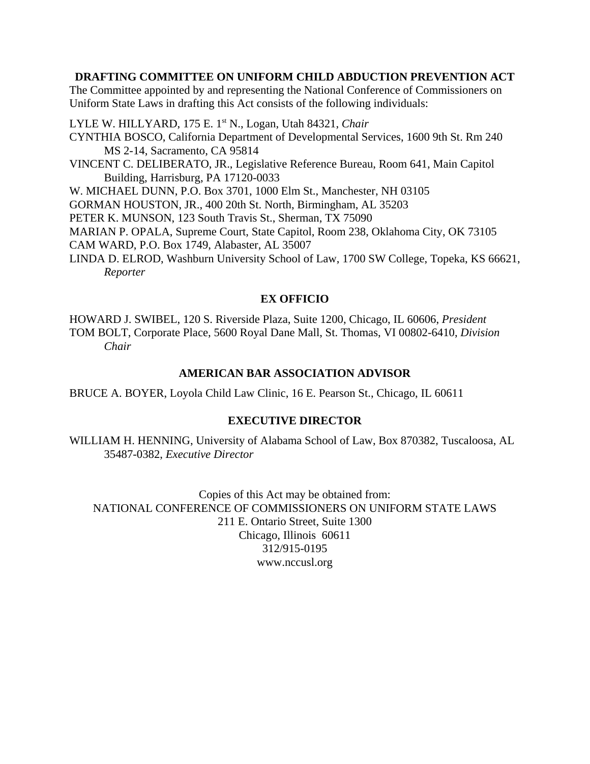## DRAFTING COMMITTEE ON UNIFORM CHILD ABDUCTION PREVENTION ACT

The Committee appointed by and representing the National Conference of Commissioners on Uniform State Laws in drafting this Act consists of the following individuals:

LYLE W. HILLYARD, 175 E. 1st N., Logan, Utah 84321, *Chair*

CYNTHIA BOSCO, California Department of Developmental Services, 1600 9th St. Rm 240 MS 2-14, Sacramento, CA 95814

VINCENT C. DELIBERATO, JR., Legislative Reference Bureau, Room 641, Main Capitol Building, Harrisburg, PA 17120-0033

W. MICHAEL DUNN, P.O. Box 3701, 1000 Elm St., Manchester, NH 03105

GORMAN HOUSTON, JR., 400 20th St. North, Birmingham, AL 35203

PETER K. MUNSON, 123 South Travis St., Sherman, TX 75090

MARIAN P. OPALA, Supreme Court, State Capitol, Room 238, Oklahoma City, OK 73105

CAM WARD, P.O. Box 1749, Alabaster, AL 35007

LINDA D. ELROD, Washburn University School of Law, 1700 SW College, Topeka, KS 66621, *Reporter*

## EX OFFICIO

HOWARD J. SWIBEL, 120 S. Riverside Plaza, Suite 1200, Chicago, IL 60606, *President*

TOM BOLT, Corporate Place, 5600 Royal Dane Mall, St. Thomas, VI 00802-6410, *Division Chair*

## AMERICAN BAR ASSOCIATION ADVISOR

BRUCE A. BOYER, Loyola Child Law Clinic, 16 E. Pearson St., Chicago, IL 60611

## EXECUTIVE DIRECTOR

WILLIAM H. HENNING, University of Alabama School of Law, Box 870382, Tuscaloosa, AL 35487-0382, *Executive Director*

Copies of this Act may be obtained from:
NATIONAL CONFERENCE OF COMMISSIONERS ON UNIFORM STATE LAWS
211 E. Ontario Street, Suite 1300
Chicago, Illinois 60611
312/915-0195
www.nccusl.org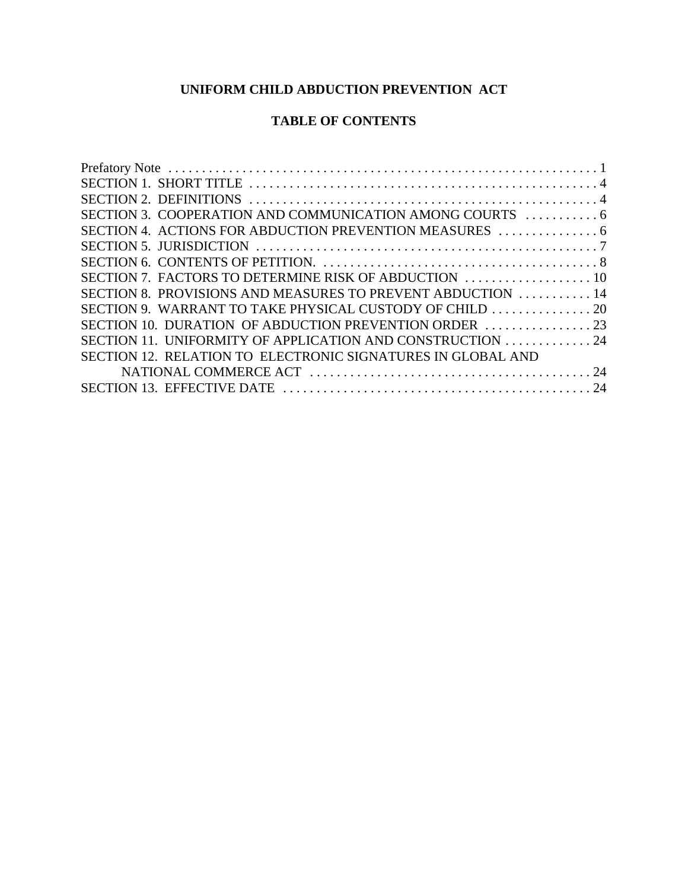# UNIFORM CHILD ABDUCTION PREVENTION ACT

## TABLE OF CONTENTS

Prefatory Note . . . . . . . . . . . . . . . . . . . . . . . . . . . . . . . . . . . . . . . . . . . . . . . . . . . . . . . . . . . . . . . 1
SECTION 1. SHORT TITLE . . . . . . . . . . . . . . . . . . . . . . . . . . . . . . . . . . . . . . . . . . . . . . . . . . . . 4
SECTION 2. DEFINITIONS . . . . . . . . . . . . . . . . . . . . . . . . . . . . . . . . . . . . . . . . . . . . . . . . . . . . 4
SECTION 3. COOPERATION AND COMMUNICATION AMONG COURTS . . . . . . . . . . . 6
SECTION 4. ACTIONS FOR ABDUCTION PREVENTION MEASURES . . . . . . . . . . . . . . . 6
SECTION 5. JURISDICTION . . . . . . . . . . . . . . . . . . . . . . . . . . . . . . . . . . . . . . . . . . . . . . . . . . . 7
SECTION 6. CONTENTS OF PETITION. . . . . . . . . . . . . . . . . . . . . . . . . . . . . . . . . . . . . . . . . . 8
SECTION 7. FACTORS TO DETERMINE RISK OF ABDUCTION . . . . . . . . . . . . . . . . . . . 10
SECTION 8. PROVISIONS AND MEASURES TO PREVENT ABDUCTION . . . . . . . . . . . 14
SECTION 9. WARRANT TO TAKE PHYSICAL CUSTODY OF CHILD . . . . . . . . . . . . . . . 20
SECTION 10. DURATION OF ABDUCTION PREVENTION ORDER . . . . . . . . . . . . . . . . 23
SECTION 11. UNIFORMITY OF APPLICATION AND CONSTRUCTION . . . . . . . . . . . . . 24
SECTION 12. RELATION TO ELECTRONIC SIGNATURES IN GLOBAL AND NATIONAL COMMERCE ACT . . . . . . . . . . . . . . . . . . . . . . . . . . . . . . . . . . . . . . . . . 24
SECTION 13. EFFECTIVE DATE . . . . . . . . . . . . . . . . . . . . . . . . . . . . . . . . . . . . . . . . . . . . . . 24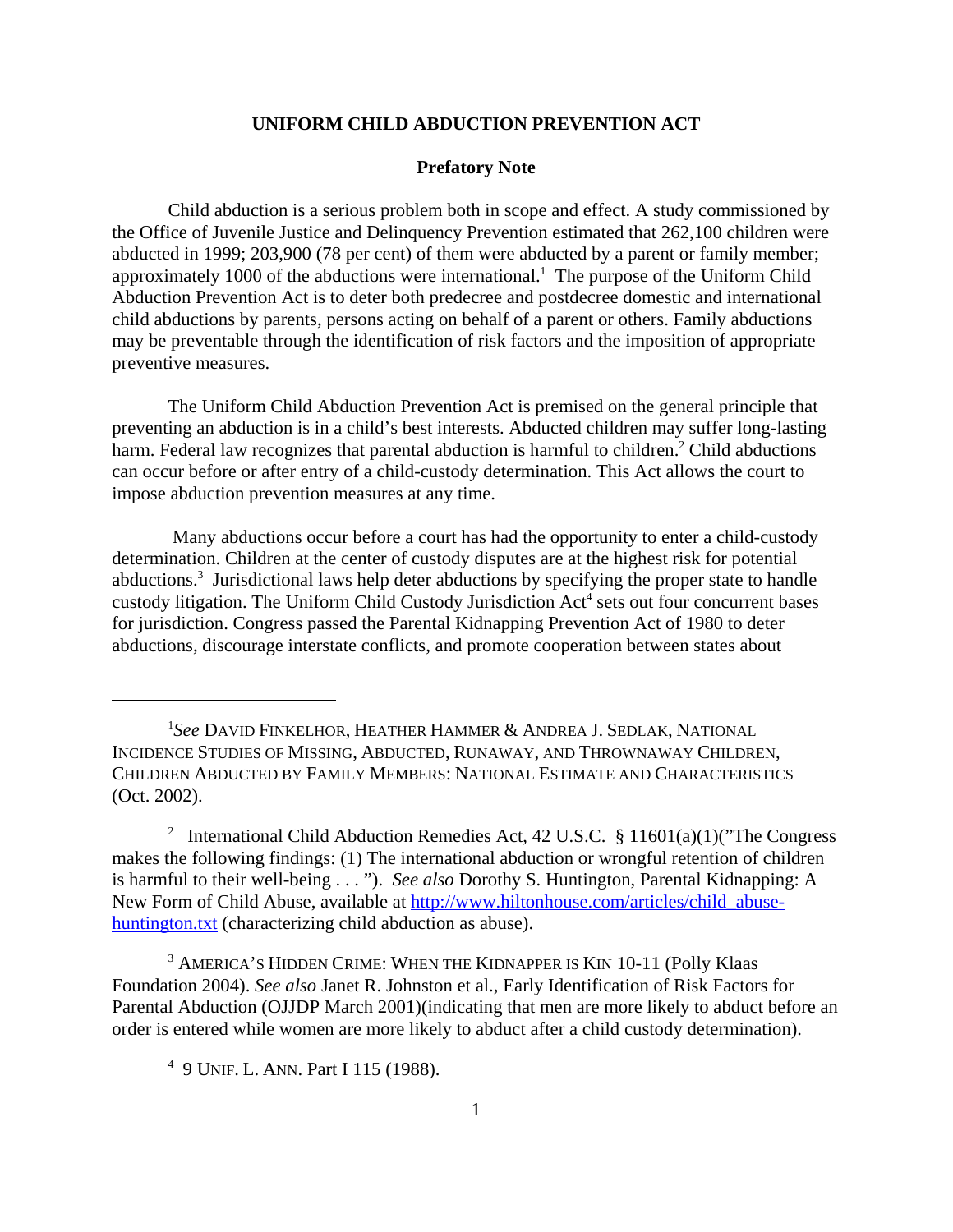# UNIFORM CHILD ABDUCTION PREVENTION ACT

## Prefatory Note

Child abduction is a serious problem both in scope and effect. A study commissioned by the Office of Juvenile Justice and Delinquency Prevention estimated that 262,100 children were abducted in 1999; 203,900 (78 per cent) of them were abducted by a parent or family member; approximately 1000 of the abductions were international.[1] The purpose of the Uniform Child Abduction Prevention Act is to deter both predecree and postdecree domestic and international child abductions by parents, persons acting on behalf of a parent or others. Family abductions may be preventable through the identification of risk factors and the imposition of appropriate preventive measures.

The Uniform Child Abduction Prevention Act is premised on the general principle that preventing an abduction is in a child's best interests. Abducted children may suffer long-lasting harm. Federal law recognizes that parental abduction is harmful to children.[2] Child abductions can occur before or after entry of a child-custody determination. This Act allows the court to impose abduction prevention measures at any time.

Many abductions occur before a court has had the opportunity to enter a child-custody determination. Children at the center of custody disputes are at the highest risk for potential abductions.[3] Jurisdictional laws help deter abductions by specifying the proper state to handle custody litigation. The Uniform Child Custody Jurisdiction Act[4] sets out four concurrent bases for jurisdiction. Congress passed the Parental Kidnapping Prevention Act of 1980 to deter abductions, discourage interstate conflicts, and promote cooperation between states about

---

[1] *See* DAVID FINKELHOR, HEATHER HAMMER & ANDREA J. SEDLAK, NATIONAL INCIDENCE STUDIES OF MISSING, ABDUCTED, RUNAWAY, AND THROWNAWAY CHILDREN, CHILDREN ABDUCTED BY FAMILY MEMBERS: NATIONAL ESTIMATE AND CHARACTERISTICS (Oct. 2002).

[2] International Child Abduction Remedies Act, 42 U.S.C. § 11601(a)(1)("The Congress makes the following findings: (1) The international abduction or wrongful retention of children is harmful to their well-being . . . "). *See also* Dorothy S. Huntington, Parental Kidnapping: A New Form of Child Abuse, available at [http://www.hiltonhouse.com/articles/child_abuse-huntington.txt](http://www.hiltonhouse.com/articles/child_abuse-huntington.txt) (characterizing child abduction as abuse).

[3] AMERICA'S HIDDEN CRIME: WHEN THE KIDNAPPER IS KIN 10-11 (Polly Klaas Foundation 2004). *See also* Janet R. Johnston et al., Early Identification of Risk Factors for Parental Abduction (OJJDP March 2001)(indicating that men are more likely to abduct before an order is entered while women are more likely to abduct after a child custody determination).

[4] 9 UNIF. L. ANN. Part I 115 (1988).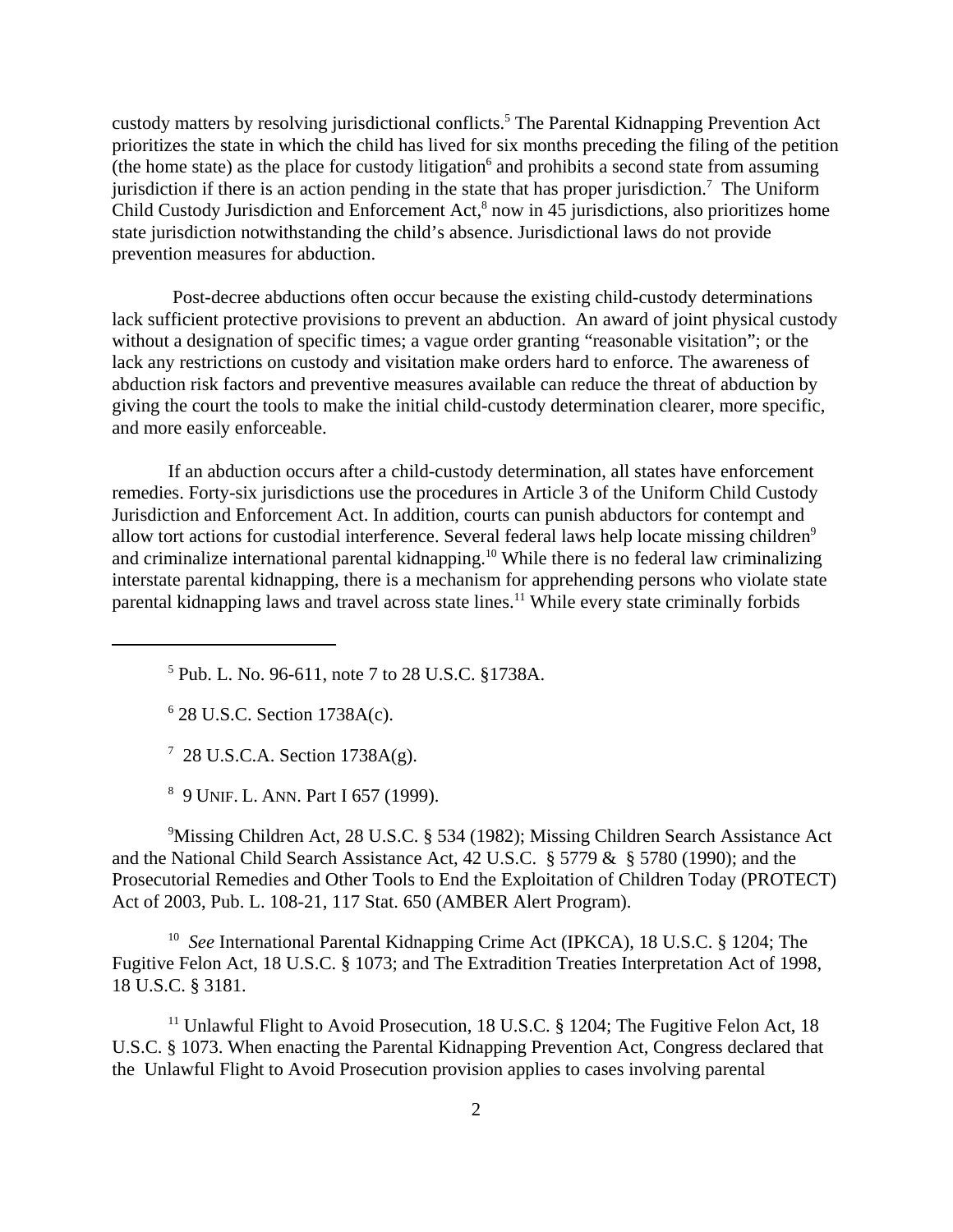custody matters by resolving jurisdictional conflicts.[5] The Parental Kidnapping Prevention Act prioritizes the state in which the child has lived for six months preceding the filing of the petition (the home state) as the place for custody litigation[6] and prohibits a second state from assuming jurisdiction if there is an action pending in the state that has proper jurisdiction.[7] The Uniform Child Custody Jurisdiction and Enforcement Act,[8] now in 45 jurisdictions, also prioritizes home state jurisdiction notwithstanding the child's absence. Jurisdictional laws do not provide prevention measures for abduction.

Post-decree abductions often occur because the existing child-custody determinations lack sufficient protective provisions to prevent an abduction. An award of joint physical custody without a designation of specific times; a vague order granting "reasonable visitation"; or the lack any restrictions on custody and visitation make orders hard to enforce. The awareness of abduction risk factors and preventive measures available can reduce the threat of abduction by giving the court the tools to make the initial child-custody determination clearer, more specific, and more easily enforceable.

If an abduction occurs after a child-custody determination, all states have enforcement remedies. Forty-six jurisdictions use the procedures in Article 3 of the Uniform Child Custody Jurisdiction and Enforcement Act. In addition, courts can punish abductors for contempt and allow tort actions for custodial interference. Several federal laws help locate missing children[9] and criminalize international parental kidnapping.[10] While there is no federal law criminalizing interstate parental kidnapping, there is a mechanism for apprehending persons who violate state parental kidnapping laws and travel across state lines.[11] While every state criminally forbids

---

[5] Pub. L. No. 96-611, note 7 to 28 U.S.C. §1738A.

[6] 28 U.S.C. Section 1738A(c).

[7] 28 U.S.C.A. Section 1738A(g).

[8] 9 UNIF. L. ANN. Part I 657 (1999).

[9] Missing Children Act, 28 U.S.C. § 534 (1982); Missing Children Search Assistance Act and the National Child Search Assistance Act, 42 U.S.C. § 5779 & § 5780 (1990); and the Prosecutorial Remedies and Other Tools to End the Exploitation of Children Today (PROTECT) Act of 2003, Pub. L. 108-21, 117 Stat. 650 (AMBER Alert Program).

[10] *See* International Parental Kidnapping Crime Act (IPKCA), 18 U.S.C. § 1204; The Fugitive Felon Act, 18 U.S.C. § 1073; and The Extradition Treaties Interpretation Act of 1998, 18 U.S.C. § 3181.

[11] Unlawful Flight to Avoid Prosecution, 18 U.S.C. § 1204; The Fugitive Felon Act, 18 U.S.C. § 1073. When enacting the Parental Kidnapping Prevention Act, Congress declared that the Unlawful Flight to Avoid Prosecution provision applies to cases involving parental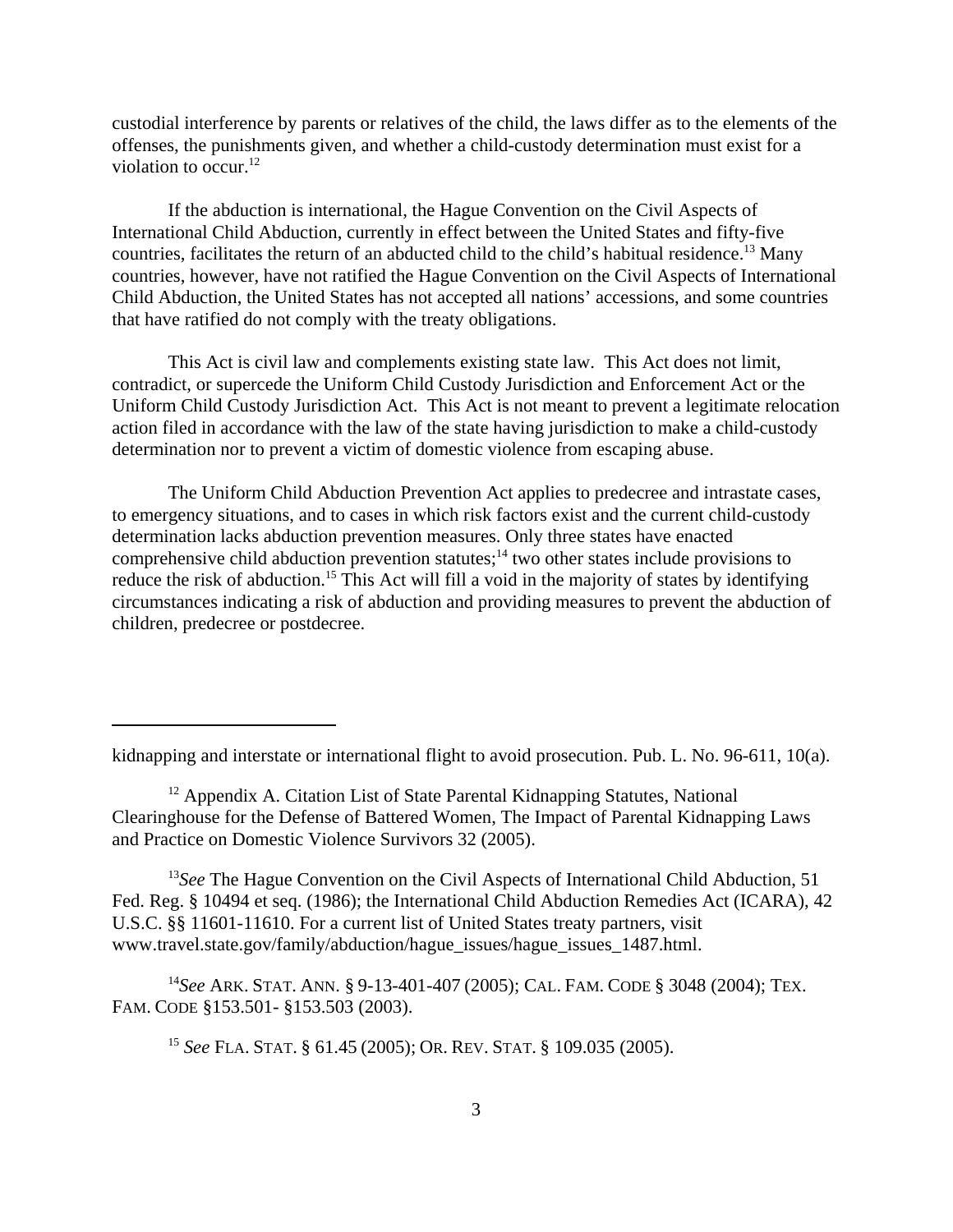custodial interference by parents or relatives of the child, the laws differ as to the elements of the offenses, the punishments given, and whether a child-custody determination must exist for a violation to occur.[12]

If the abduction is international, the Hague Convention on the Civil Aspects of International Child Abduction, currently in effect between the United States and fifty-five countries, facilitates the return of an abducted child to the child's habitual residence.[13] Many countries, however, have not ratified the Hague Convention on the Civil Aspects of International Child Abduction, the United States has not accepted all nations' accessions, and some countries that have ratified do not comply with the treaty obligations.

This Act is civil law and complements existing state law. This Act does not limit, contradict, or supercede the Uniform Child Custody Jurisdiction and Enforcement Act or the Uniform Child Custody Jurisdiction Act. This Act is not meant to prevent a legitimate relocation action filed in accordance with the law of the state having jurisdiction to make a child-custody determination nor to prevent a victim of domestic violence from escaping abuse.

The Uniform Child Abduction Prevention Act applies to predecree and intrastate cases, to emergency situations, and to cases in which risk factors exist and the current child-custody determination lacks abduction prevention measures. Only three states have enacted comprehensive child abduction prevention statutes;[14] two other states include provisions to reduce the risk of abduction.[15] This Act will fill a void in the majority of states by identifying circumstances indicating a risk of abduction and providing measures to prevent the abduction of children, predecree or postdecree.

---

kidnapping and interstate or international flight to avoid prosecution. Pub. L. No. 96-611, 10(a).

[12] Appendix A. Citation List of State Parental Kidnapping Statutes, National Clearinghouse for the Defense of Battered Women, The Impact of Parental Kidnapping Laws and Practice on Domestic Violence Survivors 32 (2005).

[13] *See* The Hague Convention on the Civil Aspects of International Child Abduction, 51 Fed. Reg. § 10494 et seq. (1986); the International Child Abduction Remedies Act (ICARA), 42 U.S.C. §§ 11601-11610. For a current list of United States treaty partners, visit www.travel.state.gov/family/abduction/hague_issues/hague_issues_1487.html.

[14] *See* ARK. STAT. ANN. § 9-13-401-407 (2005); CAL. FAM. CODE § 3048 (2004); TEX. FAM. CODE §153.501- §153.503 (2003).

[15] *See* FLA. STAT. § 61.45 (2005); OR. REV. STAT. § 109.035 (2005).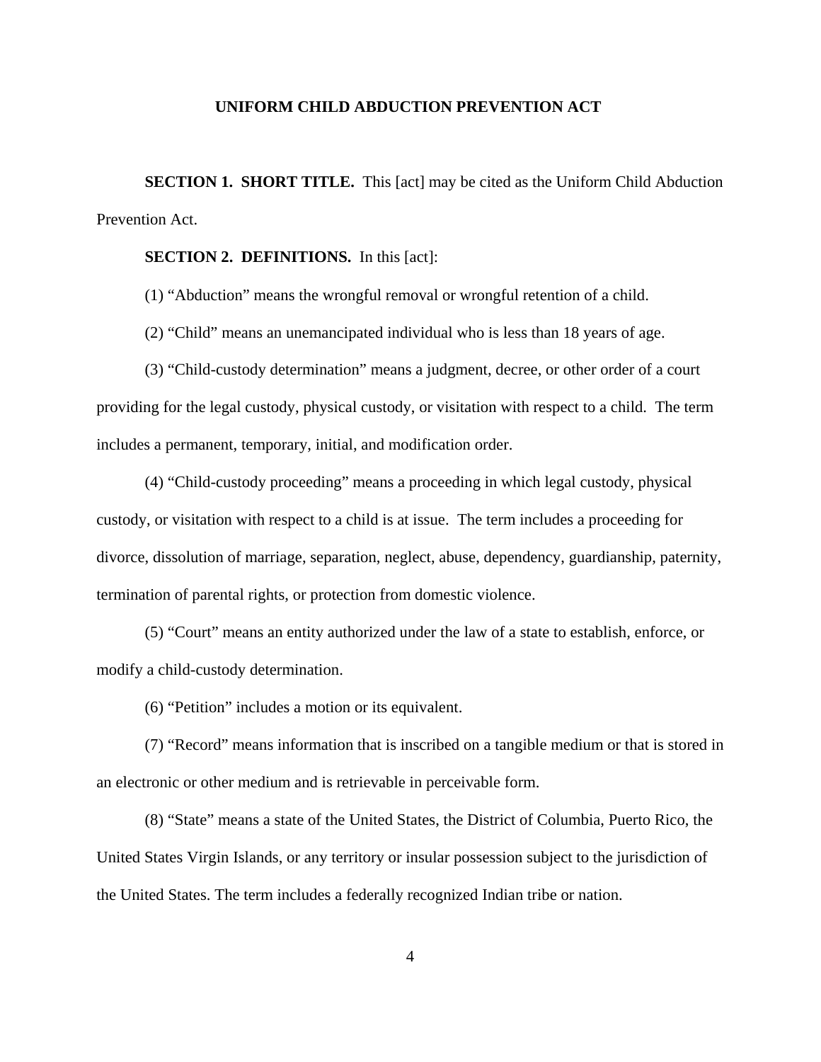# UNIFORM CHILD ABDUCTION PREVENTION ACT

**SECTION 1. SHORT TITLE.** This [act] may be cited as the Uniform Child Abduction Prevention Act.

**SECTION 2. DEFINITIONS.** In this [act]:

(1) "Abduction" means the wrongful removal or wrongful retention of a child.

(2) "Child" means an unemancipated individual who is less than 18 years of age.

(3) "Child-custody determination" means a judgment, decree, or other order of a court providing for the legal custody, physical custody, or visitation with respect to a child. The term includes a permanent, temporary, initial, and modification order.

(4) "Child-custody proceeding" means a proceeding in which legal custody, physical custody, or visitation with respect to a child is at issue. The term includes a proceeding for divorce, dissolution of marriage, separation, neglect, abuse, dependency, guardianship, paternity, termination of parental rights, or protection from domestic violence.

(5) "Court" means an entity authorized under the law of a state to establish, enforce, or modify a child-custody determination.

(6) "Petition" includes a motion or its equivalent.

(7) "Record" means information that is inscribed on a tangible medium or that is stored in an electronic or other medium and is retrievable in perceivable form.

(8) "State" means a state of the United States, the District of Columbia, Puerto Rico, the United States Virgin Islands, or any territory or insular possession subject to the jurisdiction of the United States. The term includes a federally recognized Indian tribe or nation.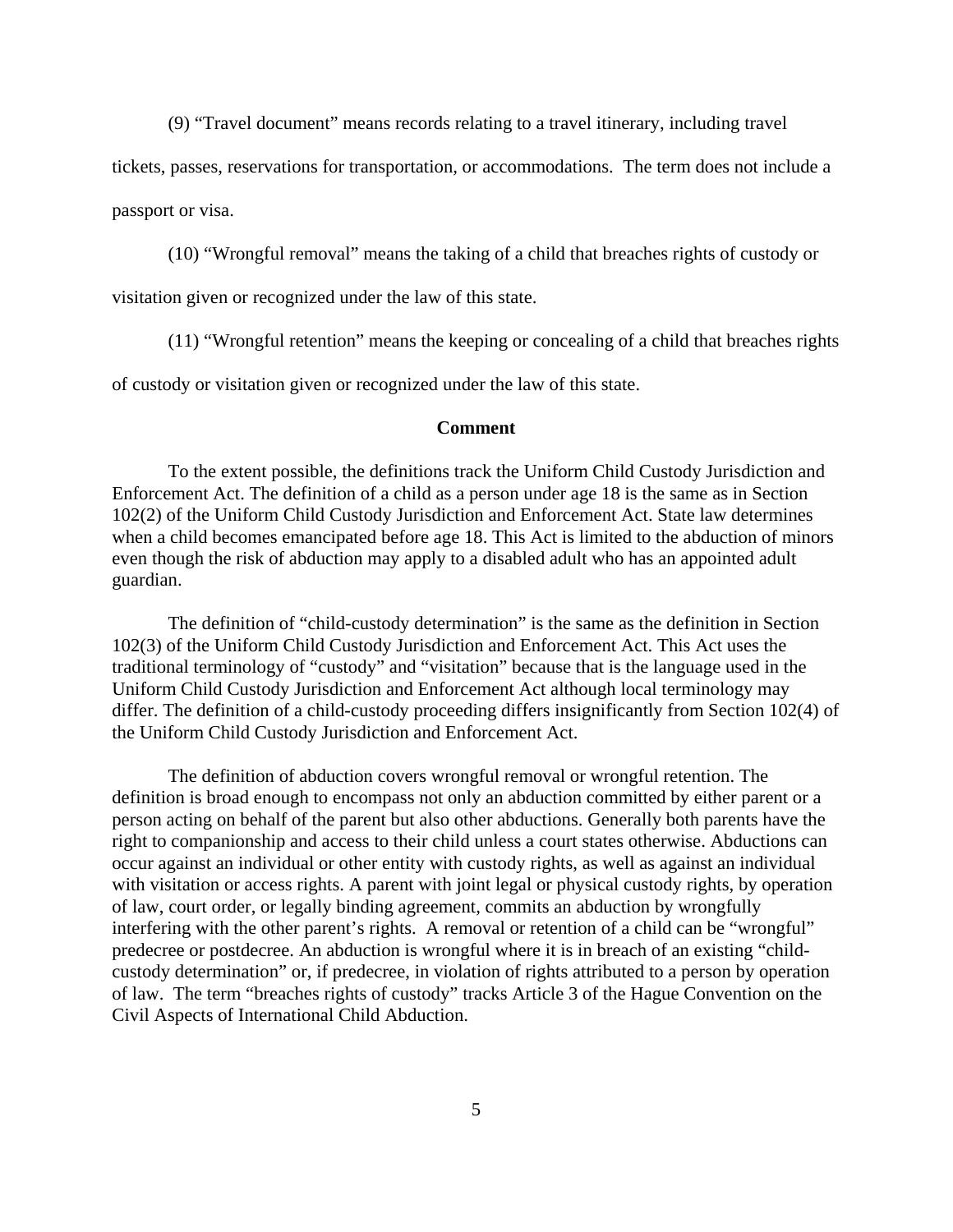(9) “Travel document” means records relating to a travel itinerary, including travel tickets, passes, reservations for transportation, or accommodations. The term does not include a passport or visa.

(10) “Wrongful removal” means the taking of a child that breaches rights of custody or visitation given or recognized under the law of this state.

(11) “Wrongful retention” means the keeping or concealing of a child that breaches rights of custody or visitation given or recognized under the law of this state.

**Comment**

To the extent possible, the definitions track the Uniform Child Custody Jurisdiction and Enforcement Act. The definition of a child as a person under age 18 is the same as in Section 102(2) of the Uniform Child Custody Jurisdiction and Enforcement Act. State law determines when a child becomes emancipated before age 18. This Act is limited to the abduction of minors even though the risk of abduction may apply to a disabled adult who has an appointed adult guardian.

The definition of “child-custody determination” is the same as the definition in Section 102(3) of the Uniform Child Custody Jurisdiction and Enforcement Act. This Act uses the traditional terminology of “custody” and “visitation” because that is the language used in the Uniform Child Custody Jurisdiction and Enforcement Act although local terminology may differ. The definition of a child-custody proceeding differs insignificantly from Section 102(4) of the Uniform Child Custody Jurisdiction and Enforcement Act.

The definition of abduction covers wrongful removal or wrongful retention. The definition is broad enough to encompass not only an abduction committed by either parent or a person acting on behalf of the parent but also other abductions. Generally both parents have the right to companionship and access to their child unless a court states otherwise. Abductions can occur against an individual or other entity with custody rights, as well as against an individual with visitation or access rights. A parent with joint legal or physical custody rights, by operation of law, court order, or legally binding agreement, commits an abduction by wrongfully interfering with the other parent’s rights. A removal or retention of a child can be “wrongful” predecree or postdecree. An abduction is wrongful where it is in breach of an existing “child-custody determination” or, if predecree, in violation of rights attributed to a person by operation of law. The term “breaches rights of custody” tracks Article 3 of the Hague Convention on the Civil Aspects of International Child Abduction.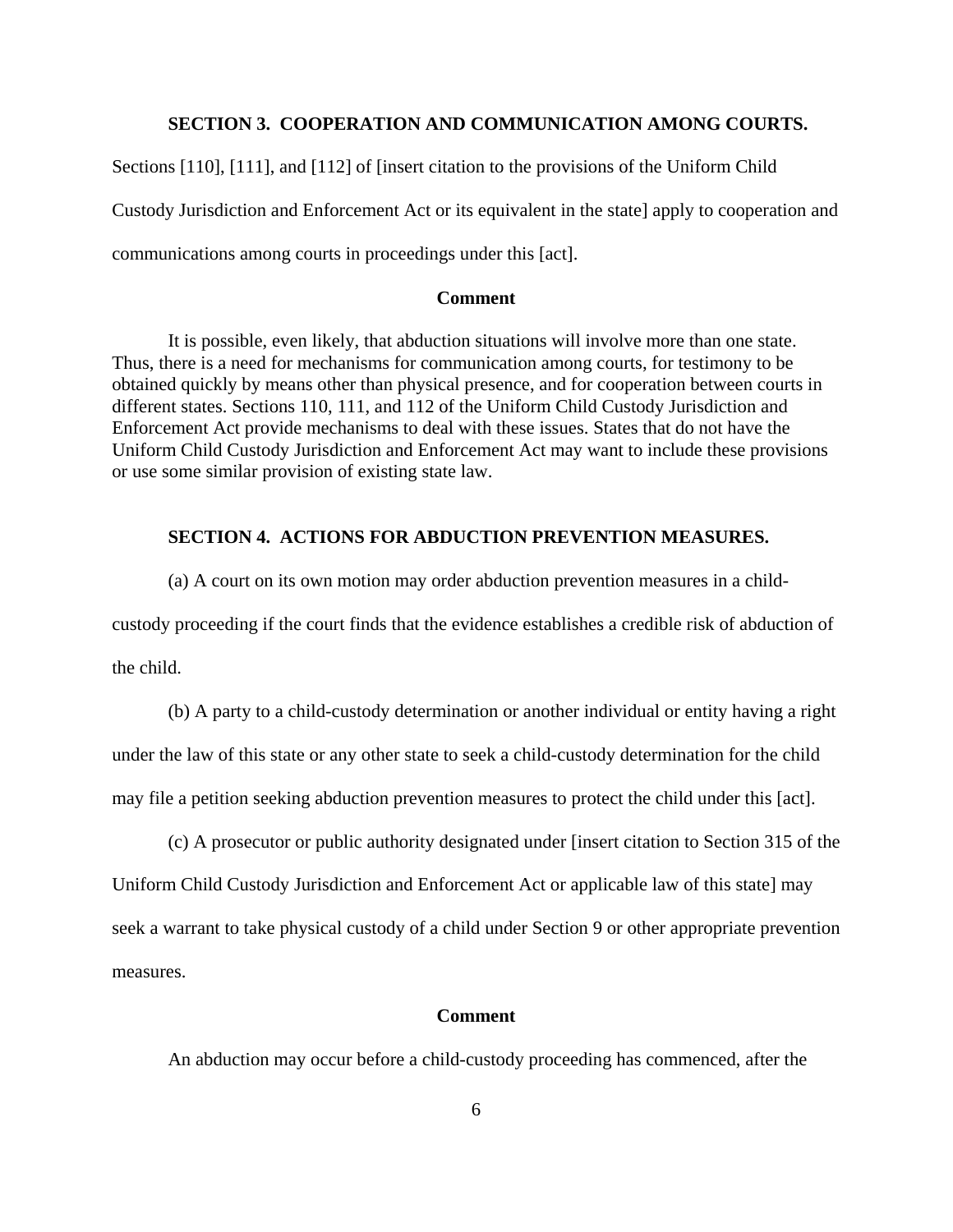## SECTION 3. COOPERATION AND COMMUNICATION AMONG COURTS.

Sections [110], [111], and [112] of [insert citation to the provisions of the Uniform Child Custody Jurisdiction and Enforcement Act or its equivalent in the state] apply to cooperation and communications among courts in proceedings under this [act].

**Comment**

It is possible, even likely, that abduction situations will involve more than one state. Thus, there is a need for mechanisms for communication among courts, for testimony to be obtained quickly by means other than physical presence, and for cooperation between courts in different states. Sections 110, 111, and 112 of the Uniform Child Custody Jurisdiction and Enforcement Act provide mechanisms to deal with these issues. States that do not have the Uniform Child Custody Jurisdiction and Enforcement Act may want to include these provisions or use some similar provision of existing state law.

## SECTION 4. ACTIONS FOR ABDUCTION PREVENTION MEASURES.

(a) A court on its own motion may order abduction prevention measures in a child-custody proceeding if the court finds that the evidence establishes a credible risk of abduction of the child.

(b) A party to a child-custody determination or another individual or entity having a right under the law of this state or any other state to seek a child-custody determination for the child may file a petition seeking abduction prevention measures to protect the child under this [act].

(c) A prosecutor or public authority designated under [insert citation to Section 315 of the Uniform Child Custody Jurisdiction and Enforcement Act or applicable law of this state] may seek a warrant to take physical custody of a child under Section 9 or other appropriate prevention measures.

**Comment**

An abduction may occur before a child-custody proceeding has commenced, after the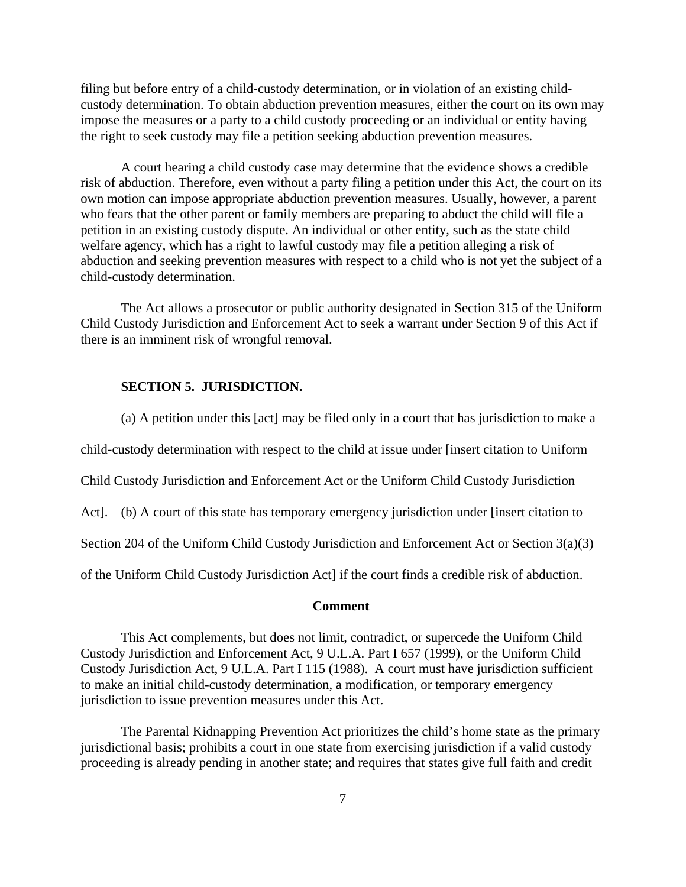filing but before entry of a child-custody determination, or in violation of an existing child-custody determination. To obtain abduction prevention measures, either the court on its own may impose the measures or a party to a child custody proceeding or an individual or entity having the right to seek custody may file a petition seeking abduction prevention measures.

A court hearing a child custody case may determine that the evidence shows a credible risk of abduction. Therefore, even without a party filing a petition under this Act, the court on its own motion can impose appropriate abduction prevention measures. Usually, however, a parent who fears that the other parent or family members are preparing to abduct the child will file a petition in an existing custody dispute. An individual or other entity, such as the state child welfare agency, which has a right to lawful custody may file a petition alleging a risk of abduction and seeking prevention measures with respect to a child who is not yet the subject of a child-custody determination.

The Act allows a prosecutor or public authority designated in Section 315 of the Uniform Child Custody Jurisdiction and Enforcement Act to seek a warrant under Section 9 of this Act if there is an imminent risk of wrongful removal.

**SECTION 5. JURISDICTION.**

(a) A petition under this [act] may be filed only in a court that has jurisdiction to make a child-custody determination with respect to the child at issue under [insert citation to Uniform Child Custody Jurisdiction and Enforcement Act or the Uniform Child Custody Jurisdiction Act]. (b) A court of this state has temporary emergency jurisdiction under [insert citation to Section 204 of the Uniform Child Custody Jurisdiction and Enforcement Act or Section 3(a)(3) of the Uniform Child Custody Jurisdiction Act] if the court finds a credible risk of abduction.

**Comment**

This Act complements, but does not limit, contradict, or supercede the Uniform Child Custody Jurisdiction and Enforcement Act, 9 U.L.A. Part I 657 (1999), or the Uniform Child Custody Jurisdiction Act, 9 U.L.A. Part I 115 (1988). A court must have jurisdiction sufficient to make an initial child-custody determination, a modification, or temporary emergency jurisdiction to issue prevention measures under this Act.

The Parental Kidnapping Prevention Act prioritizes the child's home state as the primary jurisdictional basis; prohibits a court in one state from exercising jurisdiction if a valid custody proceeding is already pending in another state; and requires that states give full faith and credit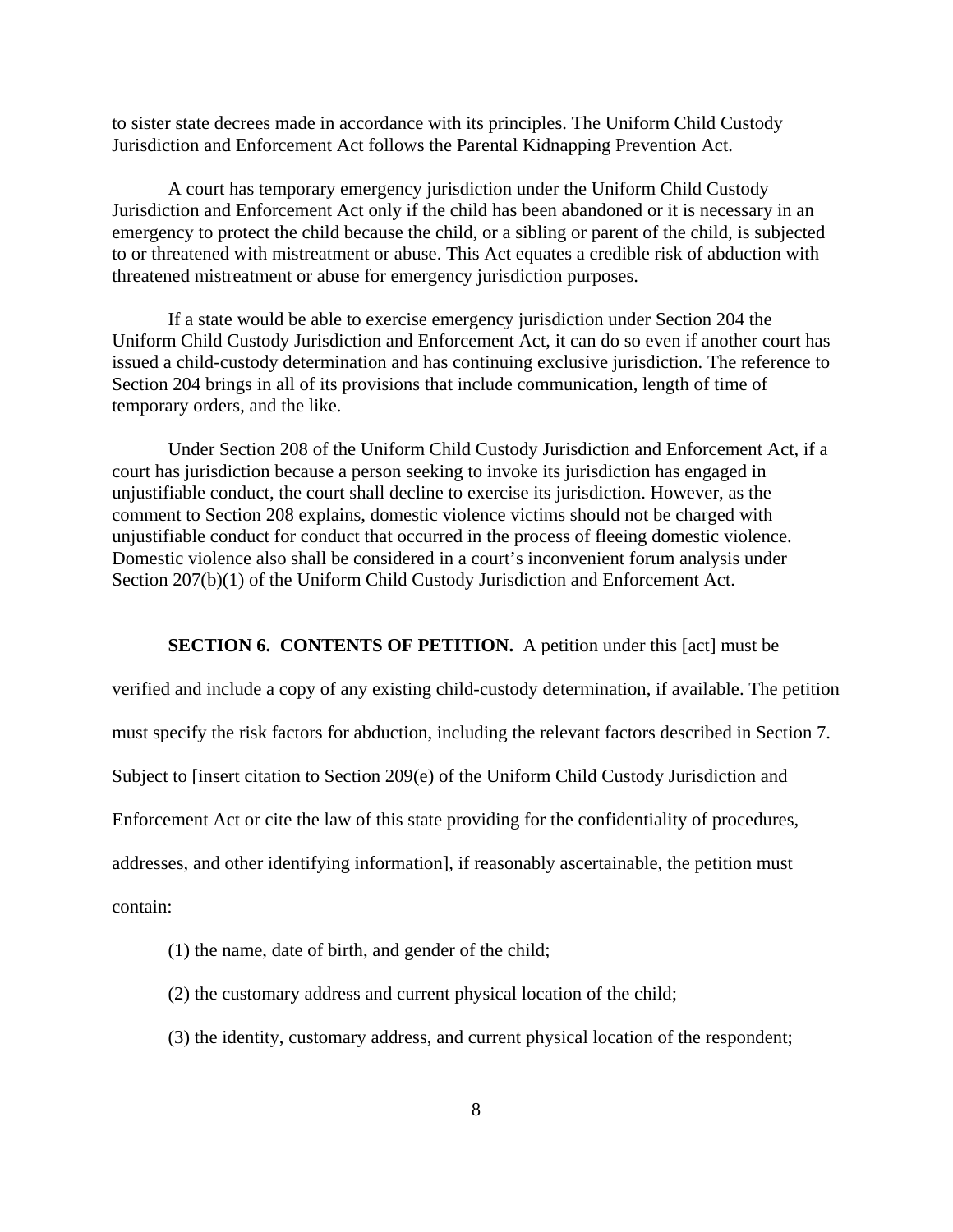to sister state decrees made in accordance with its principles. The Uniform Child Custody Jurisdiction and Enforcement Act follows the Parental Kidnapping Prevention Act.

A court has temporary emergency jurisdiction under the Uniform Child Custody Jurisdiction and Enforcement Act only if the child has been abandoned or it is necessary in an emergency to protect the child because the child, or a sibling or parent of the child, is subjected to or threatened with mistreatment or abuse. This Act equates a credible risk of abduction with threatened mistreatment or abuse for emergency jurisdiction purposes.

If a state would be able to exercise emergency jurisdiction under Section 204 the Uniform Child Custody Jurisdiction and Enforcement Act, it can do so even if another court has issued a child-custody determination and has continuing exclusive jurisdiction. The reference to Section 204 brings in all of its provisions that include communication, length of time of temporary orders, and the like.

Under Section 208 of the Uniform Child Custody Jurisdiction and Enforcement Act, if a court has jurisdiction because a person seeking to invoke its jurisdiction has engaged in unjustifiable conduct, the court shall decline to exercise its jurisdiction. However, as the comment to Section 208 explains, domestic violence victims should not be charged with unjustifiable conduct for conduct that occurred in the process of fleeing domestic violence. Domestic violence also shall be considered in a court's inconvenient forum analysis under Section 207(b)(1) of the Uniform Child Custody Jurisdiction and Enforcement Act.

**SECTION 6. CONTENTS OF PETITION.** A petition under this [act] must be verified and include a copy of any existing child-custody determination, if available. The petition must specify the risk factors for abduction, including the relevant factors described in Section 7. Subject to [insert citation to Section 209(e) of the Uniform Child Custody Jurisdiction and Enforcement Act or cite the law of this state providing for the confidentiality of procedures, addresses, and other identifying information], if reasonably ascertainable, the petition must contain:

(1) the name, date of birth, and gender of the child;

(2) the customary address and current physical location of the child;

(3) the identity, customary address, and current physical location of the respondent;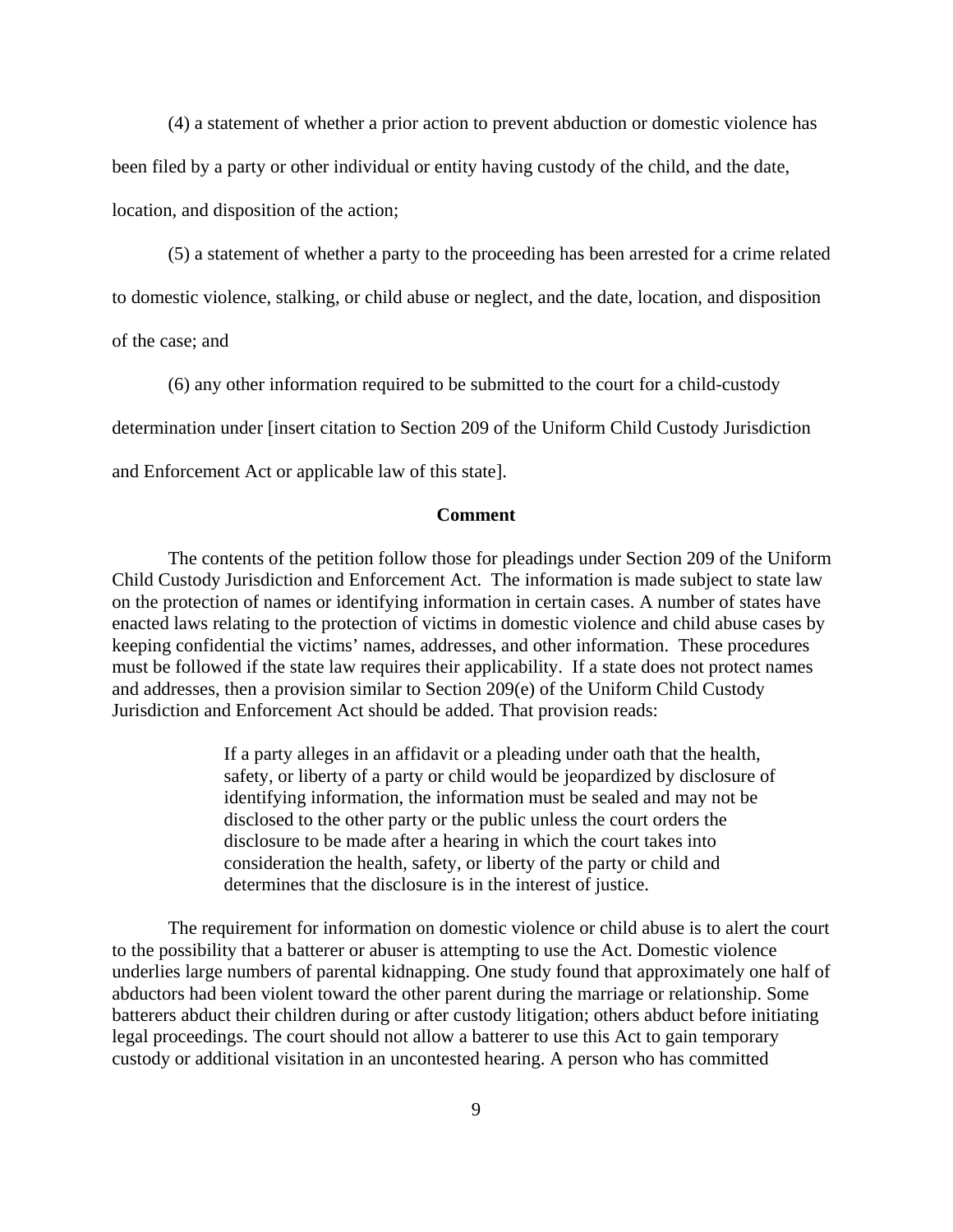(4) a statement of whether a prior action to prevent abduction or domestic violence has been filed by a party or other individual or entity having custody of the child, and the date, location, and disposition of the action;

(5) a statement of whether a party to the proceeding has been arrested for a crime related to domestic violence, stalking, or child abuse or neglect, and the date, location, and disposition of the case; and

(6) any other information required to be submitted to the court for a child-custody determination under [insert citation to Section 209 of the Uniform Child Custody Jurisdiction and Enforcement Act or applicable law of this state].

**Comment**

The contents of the petition follow those for pleadings under Section 209 of the Uniform Child Custody Jurisdiction and Enforcement Act. The information is made subject to state law on the protection of names or identifying information in certain cases. A number of states have enacted laws relating to the protection of victims in domestic violence and child abuse cases by keeping confidential the victims' names, addresses, and other information. These procedures must be followed if the state law requires their applicability. If a state does not protect names and addresses, then a provision similar to Section 209(e) of the Uniform Child Custody Jurisdiction and Enforcement Act should be added. That provision reads:

> If a party alleges in an affidavit or a pleading under oath that the health, safety, or liberty of a party or child would be jeopardized by disclosure of identifying information, the information must be sealed and may not be disclosed to the other party or the public unless the court orders the disclosure to be made after a hearing in which the court takes into consideration the health, safety, or liberty of the party or child and determines that the disclosure is in the interest of justice.

The requirement for information on domestic violence or child abuse is to alert the court to the possibility that a batterer or abuser is attempting to use the Act. Domestic violence underlies large numbers of parental kidnapping. One study found that approximately one half of abductors had been violent toward the other parent during the marriage or relationship. Some batterers abduct their children during or after custody litigation; others abduct before initiating legal proceedings. The court should not allow a batterer to use this Act to gain temporary custody or additional visitation in an uncontested hearing. A person who has committed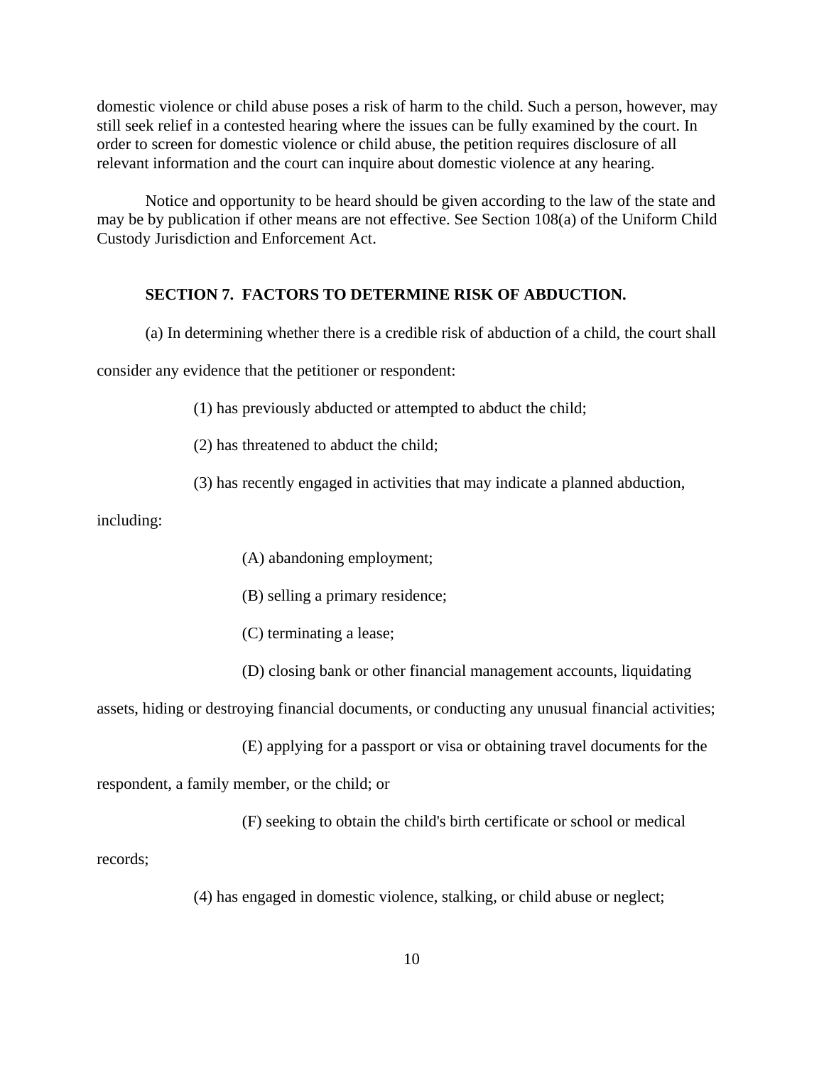domestic violence or child abuse poses a risk of harm to the child. Such a person, however, may still seek relief in a contested hearing where the issues can be fully examined by the court. In order to screen for domestic violence or child abuse, the petition requires disclosure of all relevant information and the court can inquire about domestic violence at any hearing.

Notice and opportunity to be heard should be given according to the law of the state and may be by publication if other means are not effective. See Section 108(a) of the Uniform Child Custody Jurisdiction and Enforcement Act.

**SECTION 7. FACTORS TO DETERMINE RISK OF ABDUCTION.**

(a) In determining whether there is a credible risk of abduction of a child, the court shall consider any evidence that the petitioner or respondent:

(1) has previously abducted or attempted to abduct the child;

(2) has threatened to abduct the child;

(3) has recently engaged in activities that may indicate a planned abduction, including:

(A) abandoning employment;

(B) selling a primary residence;

(C) terminating a lease;

(D) closing bank or other financial management accounts, liquidating assets, hiding or destroying financial documents, or conducting any unusual financial activities;

(E) applying for a passport or visa or obtaining travel documents for the respondent, a family member, or the child; or

(F) seeking to obtain the child's birth certificate or school or medical records;

(4) has engaged in domestic violence, stalking, or child abuse or neglect;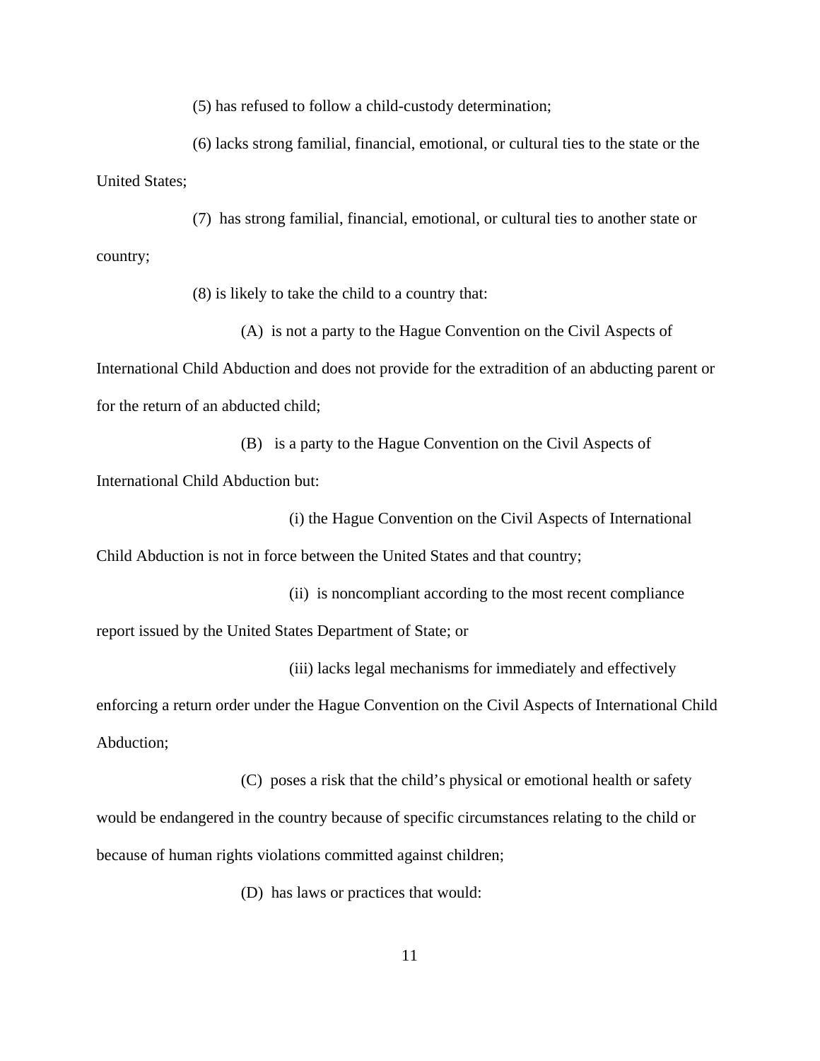(5) has refused to follow a child-custody determination;

(6) lacks strong familial, financial, emotional, or cultural ties to the state or the United States;

(7) has strong familial, financial, emotional, or cultural ties to another state or country;

(8) is likely to take the child to a country that:

(A) is not a party to the Hague Convention on the Civil Aspects of International Child Abduction and does not provide for the extradition of an abducting parent or for the return of an abducted child;

(B) is a party to the Hague Convention on the Civil Aspects of International Child Abduction but:

(i) the Hague Convention on the Civil Aspects of International Child Abduction is not in force between the United States and that country;

(ii) is noncompliant according to the most recent compliance report issued by the United States Department of State; or

(iii) lacks legal mechanisms for immediately and effectively enforcing a return order under the Hague Convention on the Civil Aspects of International Child Abduction;

(C) poses a risk that the child's physical or emotional health or safety would be endangered in the country because of specific circumstances relating to the child or because of human rights violations committed against children;

(D) has laws or practices that would: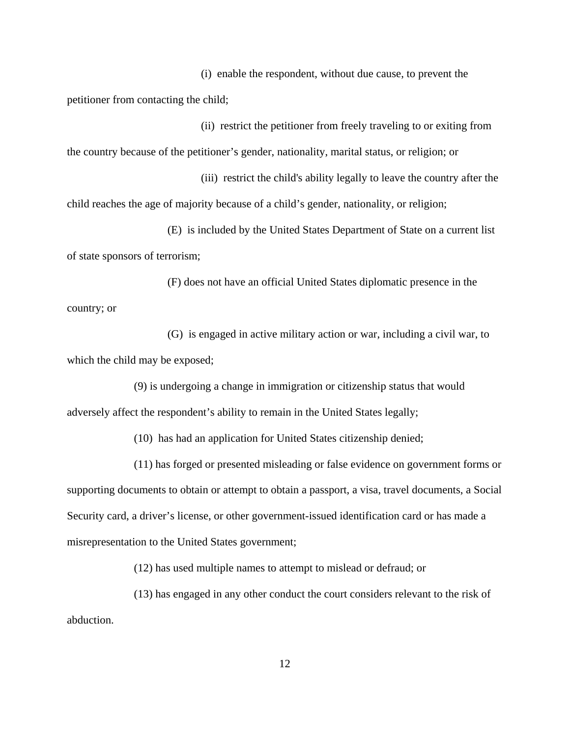(i) enable the respondent, without due cause, to prevent the petitioner from contacting the child;

(ii) restrict the petitioner from freely traveling to or exiting from the country because of the petitioner's gender, nationality, marital status, or religion; or

(iii) restrict the child's ability legally to leave the country after the child reaches the age of majority because of a child's gender, nationality, or religion;

(E) is included by the United States Department of State on a current list of state sponsors of terrorism;

(F) does not have an official United States diplomatic presence in the country; or

(G) is engaged in active military action or war, including a civil war, to which the child may be exposed;

(9) is undergoing a change in immigration or citizenship status that would adversely affect the respondent's ability to remain in the United States legally;

(10) has had an application for United States citizenship denied;

(11) has forged or presented misleading or false evidence on government forms or supporting documents to obtain or attempt to obtain a passport, a visa, travel documents, a Social Security card, a driver's license, or other government-issued identification card or has made a misrepresentation to the United States government;

(12) has used multiple names to attempt to mislead or defraud; or

(13) has engaged in any other conduct the court considers relevant to the risk of abduction.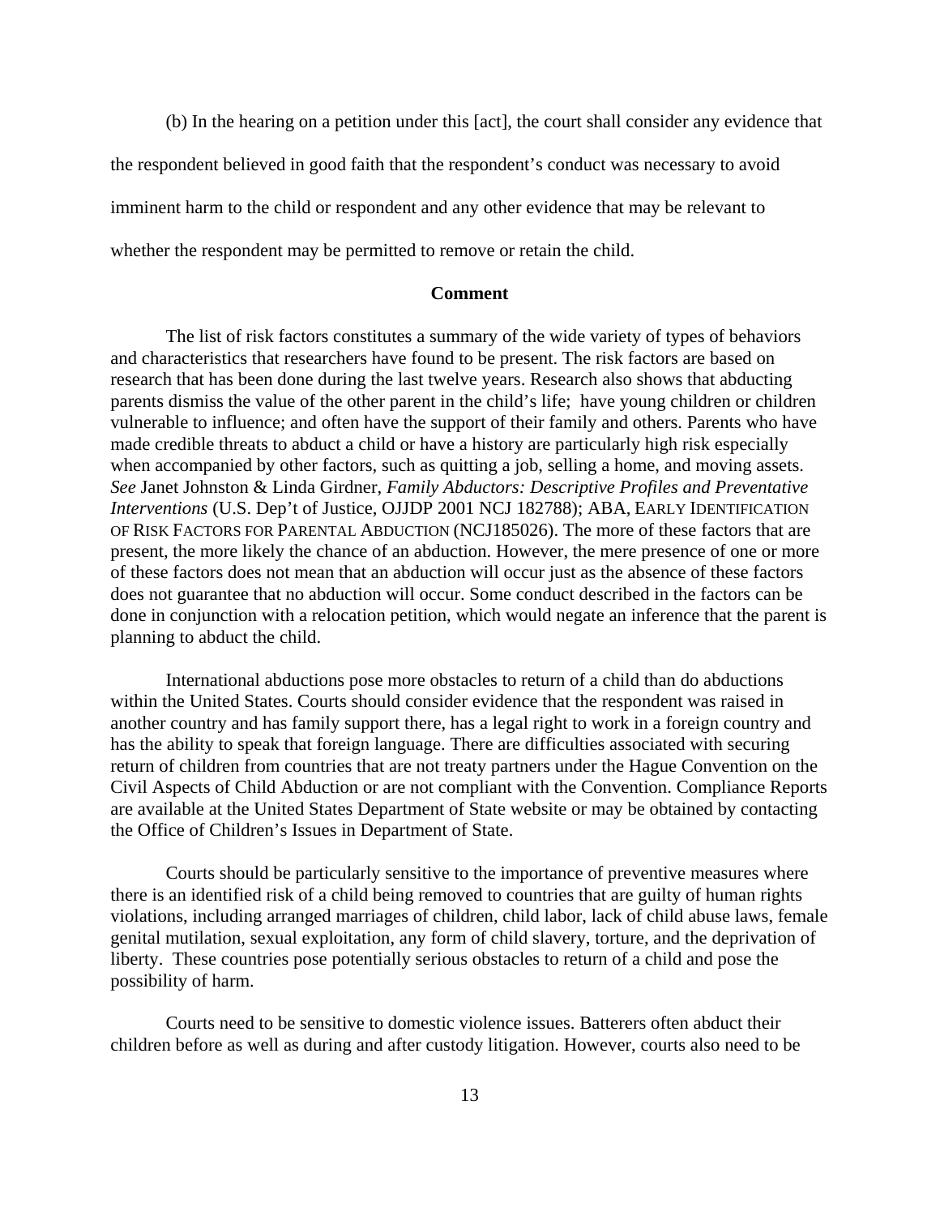(b) In the hearing on a petition under this [act], the court shall consider any evidence that the respondent believed in good faith that the respondent's conduct was necessary to avoid imminent harm to the child or respondent and any other evidence that may be relevant to whether the respondent may be permitted to remove or retain the child.

**Comment**

The list of risk factors constitutes a summary of the wide variety of types of behaviors and characteristics that researchers have found to be present. The risk factors are based on research that has been done during the last twelve years. Research also shows that abducting parents dismiss the value of the other parent in the child's life; have young children or children vulnerable to influence; and often have the support of their family and others. Parents who have made credible threats to abduct a child or have a history are particularly high risk especially when accompanied by other factors, such as quitting a job, selling a home, and moving assets. *See* Janet Johnston & Linda Girdner, *Family Abductors: Descriptive Profiles and Preventative Interventions* (U.S. Dep't of Justice, OJJDP 2001 NCJ 182788); ABA, EARLY IDENTIFICATION OF RISK FACTORS FOR PARENTAL ABDUCTION (NCJ185026). The more of these factors that are present, the more likely the chance of an abduction. However, the mere presence of one or more of these factors does not mean that an abduction will occur just as the absence of these factors does not guarantee that no abduction will occur. Some conduct described in the factors can be done in conjunction with a relocation petition, which would negate an inference that the parent is planning to abduct the child.

International abductions pose more obstacles to return of a child than do abductions within the United States. Courts should consider evidence that the respondent was raised in another country and has family support there, has a legal right to work in a foreign country and has the ability to speak that foreign language. There are difficulties associated with securing return of children from countries that are not treaty partners under the Hague Convention on the Civil Aspects of Child Abduction or are not compliant with the Convention. Compliance Reports are available at the United States Department of State website or may be obtained by contacting the Office of Children's Issues in Department of State.

Courts should be particularly sensitive to the importance of preventive measures where there is an identified risk of a child being removed to countries that are guilty of human rights violations, including arranged marriages of children, child labor, lack of child abuse laws, female genital mutilation, sexual exploitation, any form of child slavery, torture, and the deprivation of liberty. These countries pose potentially serious obstacles to return of a child and pose the possibility of harm.

Courts need to be sensitive to domestic violence issues. Batterers often abduct their children before as well as during and after custody litigation. However, courts also need to be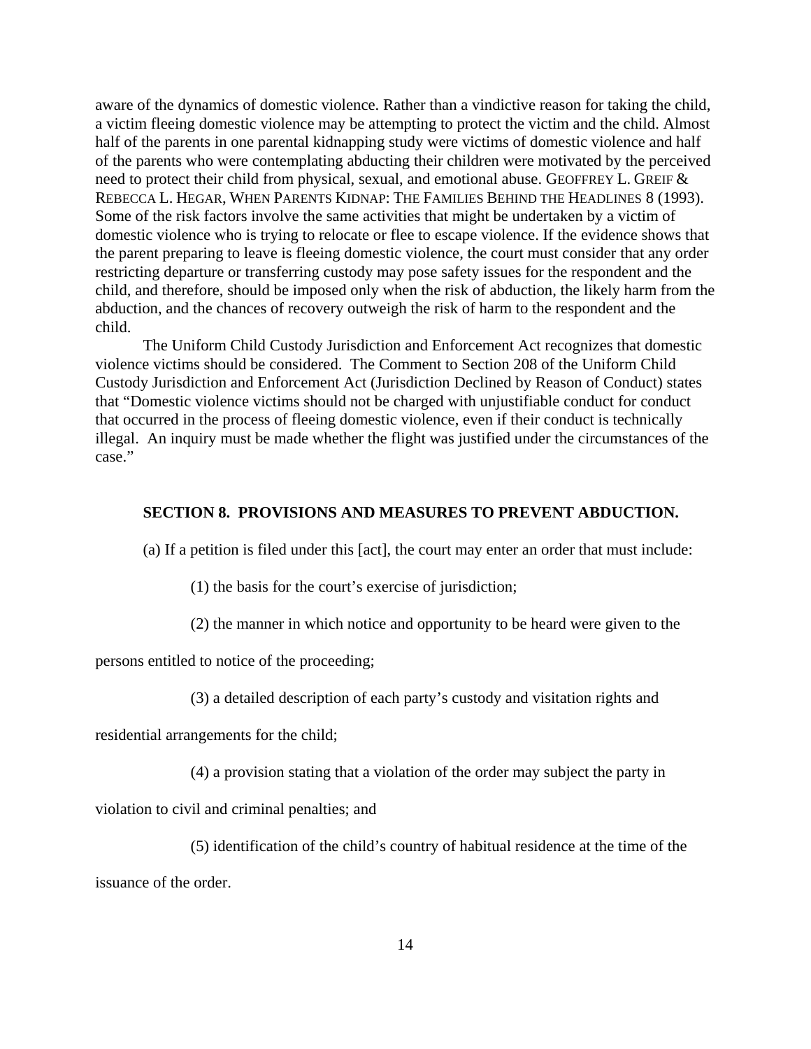aware of the dynamics of domestic violence. Rather than a vindictive reason for taking the child, a victim fleeing domestic violence may be attempting to protect the victim and the child. Almost half of the parents in one parental kidnapping study were victims of domestic violence and half of the parents who were contemplating abducting their children were motivated by the perceived need to protect their child from physical, sexual, and emotional abuse. GEOFFREY L. GREIF & REBECCA L. HEGAR, WHEN PARENTS KIDNAP: THE FAMILIES BEHIND THE HEADLINES 8 (1993). Some of the risk factors involve the same activities that might be undertaken by a victim of domestic violence who is trying to relocate or flee to escape violence. If the evidence shows that the parent preparing to leave is fleeing domestic violence, the court must consider that any order restricting departure or transferring custody may pose safety issues for the respondent and the child, and therefore, should be imposed only when the risk of abduction, the likely harm from the abduction, and the chances of recovery outweigh the risk of harm to the respondent and the child.

The Uniform Child Custody Jurisdiction and Enforcement Act recognizes that domestic violence victims should be considered. The Comment to Section 208 of the Uniform Child Custody Jurisdiction and Enforcement Act (Jurisdiction Declined by Reason of Conduct) states that "Domestic violence victims should not be charged with unjustifiable conduct for conduct that occurred in the process of fleeing domestic violence, even if their conduct is technically illegal. An inquiry must be made whether the flight was justified under the circumstances of the case."

**SECTION 8. PROVISIONS AND MEASURES TO PREVENT ABDUCTION.**

(a) If a petition is filed under this [act], the court may enter an order that must include:

(1) the basis for the court's exercise of jurisdiction;

(2) the manner in which notice and opportunity to be heard were given to the persons entitled to notice of the proceeding;

(3) a detailed description of each party's custody and visitation rights and residential arrangements for the child;

(4) a provision stating that a violation of the order may subject the party in violation to civil and criminal penalties; and

(5) identification of the child's country of habitual residence at the time of the issuance of the order.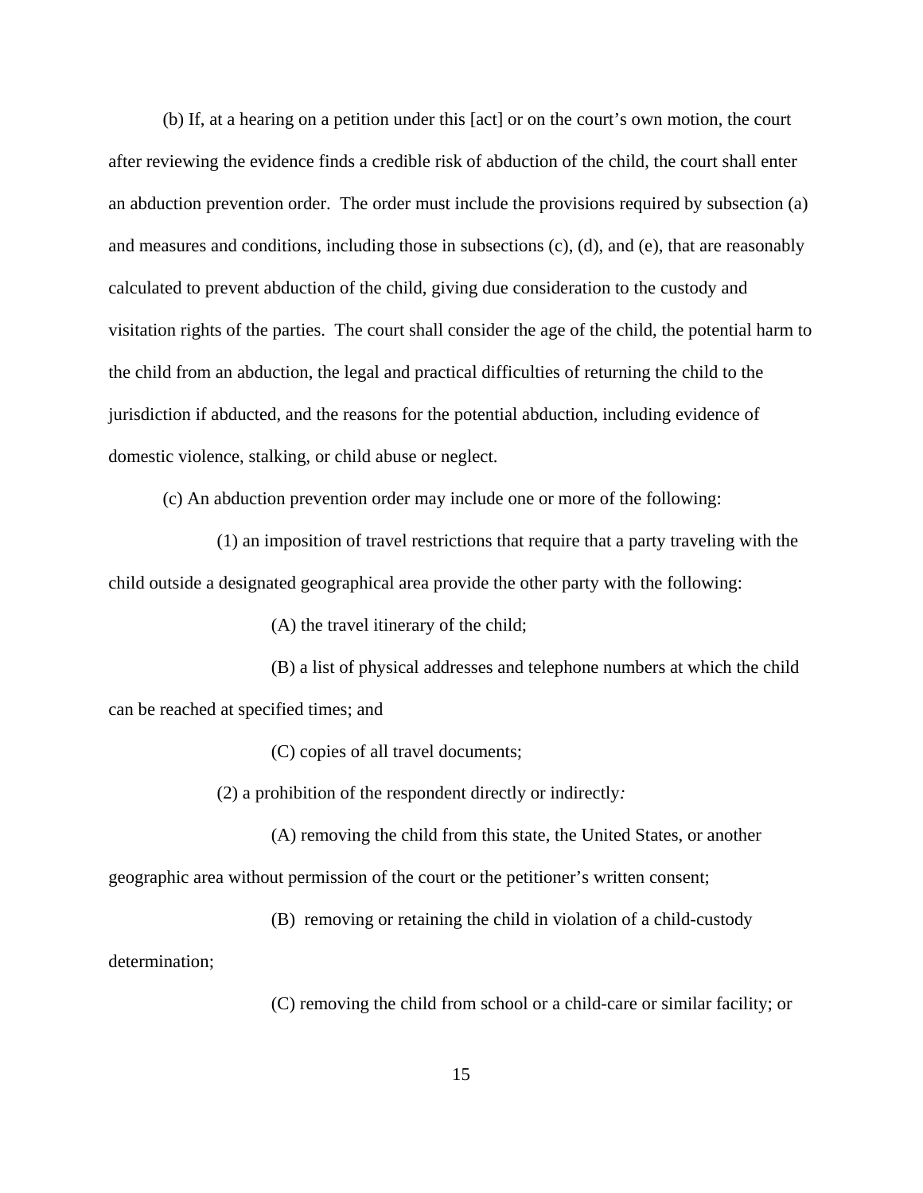(b) If, at a hearing on a petition under this [act] or on the court's own motion, the court after reviewing the evidence finds a credible risk of abduction of the child, the court shall enter an abduction prevention order. The order must include the provisions required by subsection (a) and measures and conditions, including those in subsections (c), (d), and (e), that are reasonably calculated to prevent abduction of the child, giving due consideration to the custody and visitation rights of the parties. The court shall consider the age of the child, the potential harm to the child from an abduction, the legal and practical difficulties of returning the child to the jurisdiction if abducted, and the reasons for the potential abduction, including evidence of domestic violence, stalking, or child abuse or neglect.

(c) An abduction prevention order may include one or more of the following:

(1) an imposition of travel restrictions that require that a party traveling with the child outside a designated geographical area provide the other party with the following:

(A) the travel itinerary of the child;

(B) a list of physical addresses and telephone numbers at which the child can be reached at specified times; and

(C) copies of all travel documents;

(2) a prohibition of the respondent directly or indirectly*:*

(A) removing the child from this state, the United States, or another geographic area without permission of the court or the petitioner's written consent;

(B) removing or retaining the child in violation of a child-custody determination;

(C) removing the child from school or a child-care or similar facility; or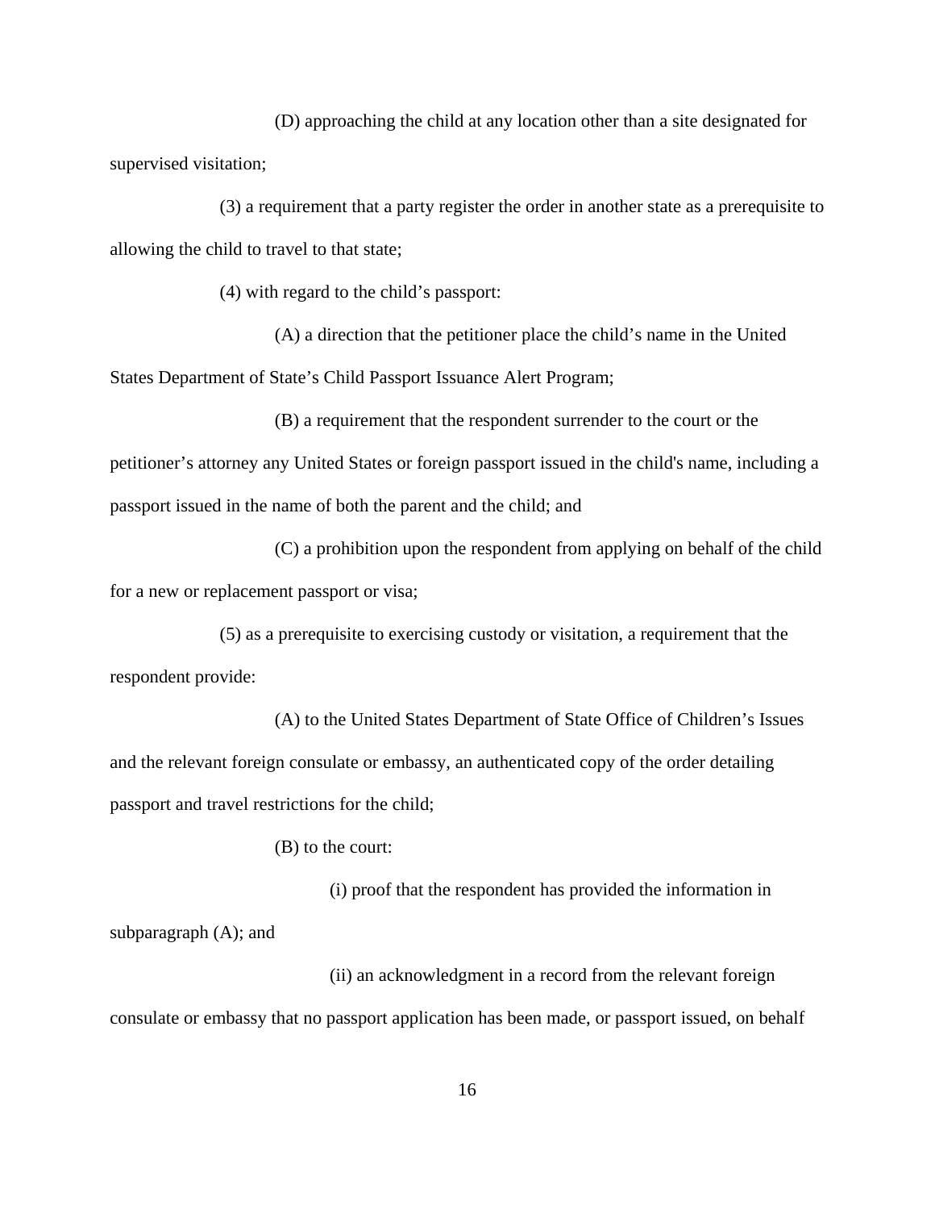(D) approaching the child at any location other than a site designated for supervised visitation;

(3) a requirement that a party register the order in another state as a prerequisite to allowing the child to travel to that state;

(4) with regard to the child's passport:

(A) a direction that the petitioner place the child's name in the United States Department of State's Child Passport Issuance Alert Program;

(B) a requirement that the respondent surrender to the court or the petitioner's attorney any United States or foreign passport issued in the child's name, including a passport issued in the name of both the parent and the child; and

(C) a prohibition upon the respondent from applying on behalf of the child for a new or replacement passport or visa;

(5) as a prerequisite to exercising custody or visitation, a requirement that the respondent provide:

(A) to the United States Department of State Office of Children's Issues and the relevant foreign consulate or embassy, an authenticated copy of the order detailing passport and travel restrictions for the child;

(B) to the court:

(i) proof that the respondent has provided the information in subparagraph (A); and

(ii) an acknowledgment in a record from the relevant foreign consulate or embassy that no passport application has been made, or passport issued, on behalf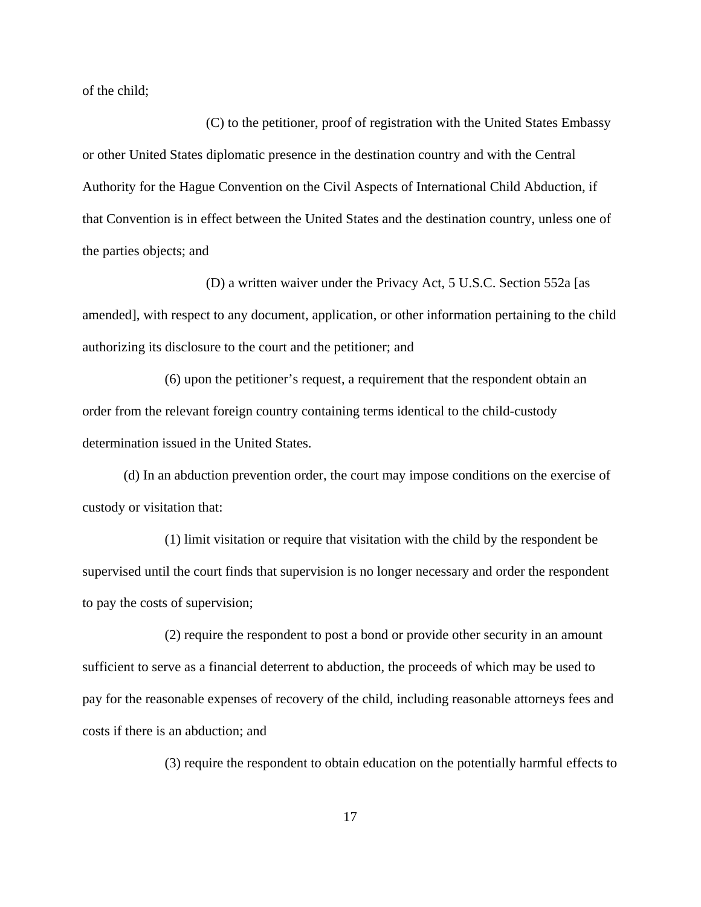of the child;

(C) to the petitioner, proof of registration with the United States Embassy or other United States diplomatic presence in the destination country and with the Central Authority for the Hague Convention on the Civil Aspects of International Child Abduction, if that Convention is in effect between the United States and the destination country, unless one of the parties objects; and

(D) a written waiver under the Privacy Act, 5 U.S.C. Section 552a [as amended], with respect to any document, application, or other information pertaining to the child authorizing its disclosure to the court and the petitioner; and

(6) upon the petitioner's request, a requirement that the respondent obtain an order from the relevant foreign country containing terms identical to the child-custody determination issued in the United States.

(d) In an abduction prevention order, the court may impose conditions on the exercise of custody or visitation that:

(1) limit visitation or require that visitation with the child by the respondent be supervised until the court finds that supervision is no longer necessary and order the respondent to pay the costs of supervision;

(2) require the respondent to post a bond or provide other security in an amount sufficient to serve as a financial deterrent to abduction, the proceeds of which may be used to pay for the reasonable expenses of recovery of the child, including reasonable attorneys fees and costs if there is an abduction; and

(3) require the respondent to obtain education on the potentially harmful effects to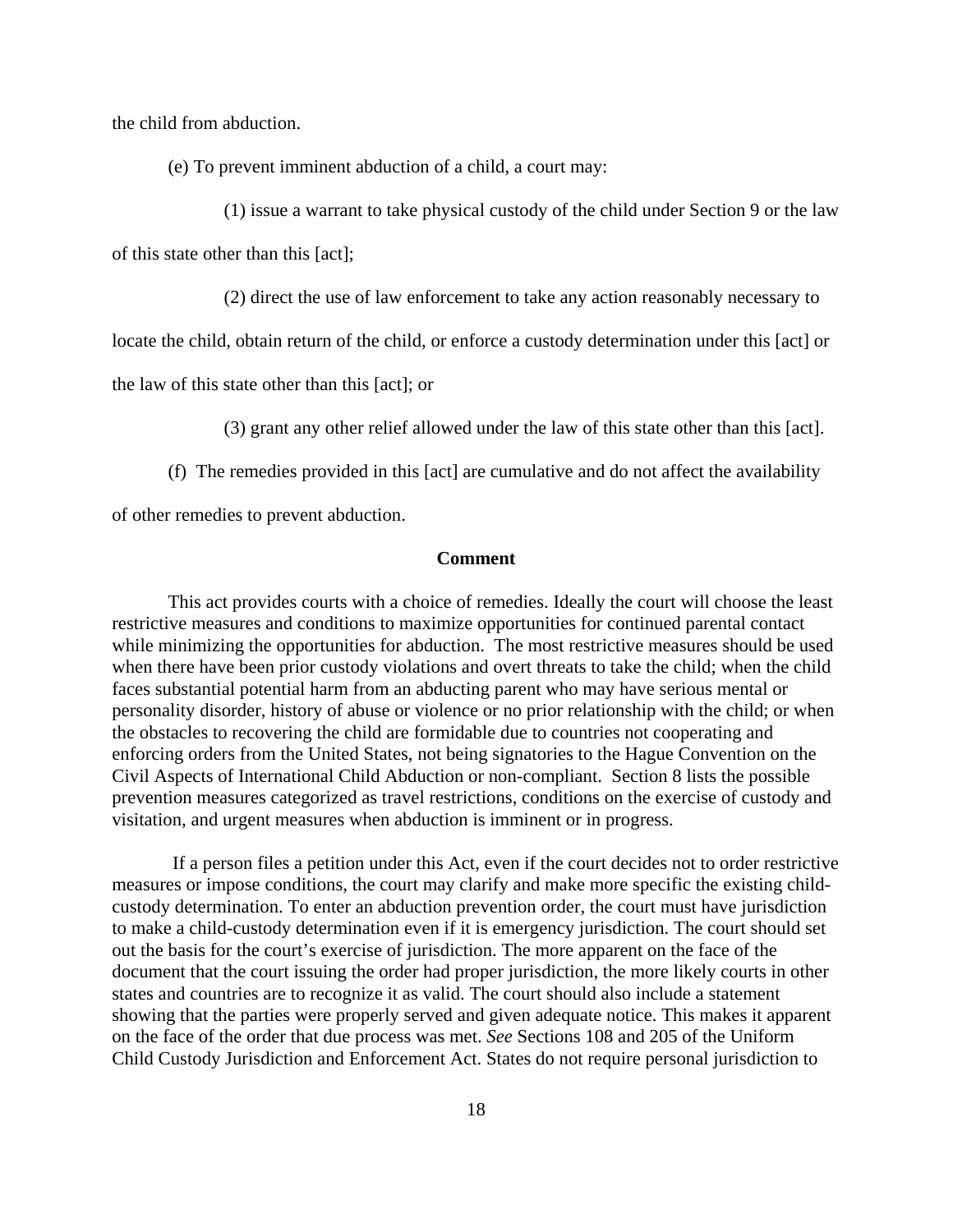the child from abduction.

(e) To prevent imminent abduction of a child, a court may:

(1) issue a warrant to take physical custody of the child under Section 9 or the law of this state other than this [act];

(2) direct the use of law enforcement to take any action reasonably necessary to locate the child, obtain return of the child, or enforce a custody determination under this [act] or the law of this state other than this [act]; or

(3) grant any other relief allowed under the law of this state other than this [act].

(f) The remedies provided in this [act] are cumulative and do not affect the availability of other remedies to prevent abduction.

**Comment**

This act provides courts with a choice of remedies. Ideally the court will choose the least restrictive measures and conditions to maximize opportunities for continued parental contact while minimizing the opportunities for abduction. The most restrictive measures should be used when there have been prior custody violations and overt threats to take the child; when the child faces substantial potential harm from an abducting parent who may have serious mental or personality disorder, history of abuse or violence or no prior relationship with the child; or when the obstacles to recovering the child are formidable due to countries not cooperating and enforcing orders from the United States, not being signatories to the Hague Convention on the Civil Aspects of International Child Abduction or non-compliant. Section 8 lists the possible prevention measures categorized as travel restrictions, conditions on the exercise of custody and visitation, and urgent measures when abduction is imminent or in progress.

If a person files a petition under this Act, even if the court decides not to order restrictive measures or impose conditions, the court may clarify and make more specific the existing child-custody determination. To enter an abduction prevention order, the court must have jurisdiction to make a child-custody determination even if it is emergency jurisdiction. The court should set out the basis for the court's exercise of jurisdiction. The more apparent on the face of the document that the court issuing the order had proper jurisdiction, the more likely courts in other states and countries are to recognize it as valid. The court should also include a statement showing that the parties were properly served and given adequate notice. This makes it apparent on the face of the order that due process was met. *See* Sections 108 and 205 of the Uniform Child Custody Jurisdiction and Enforcement Act. States do not require personal jurisdiction to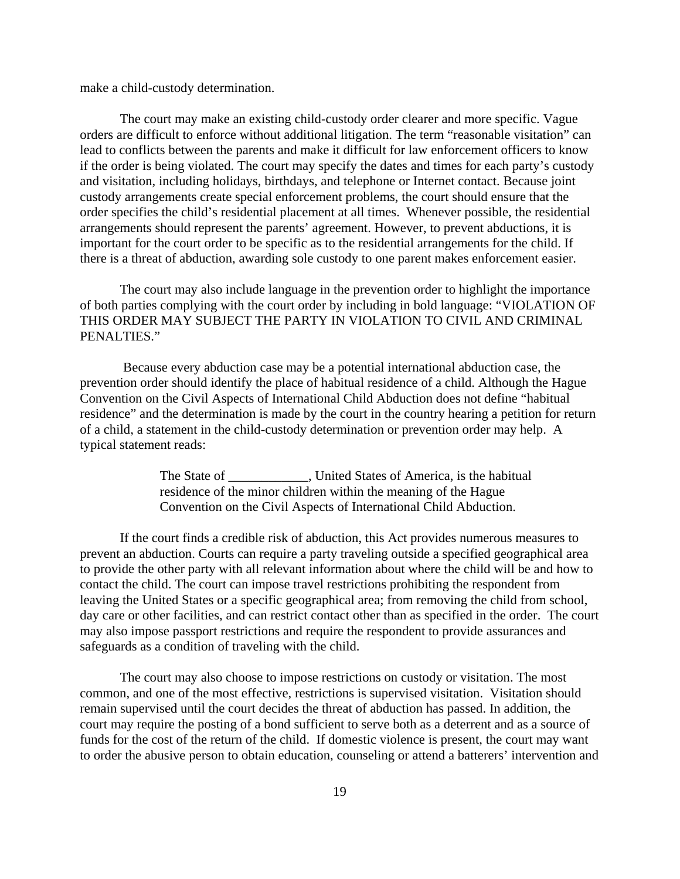make a child-custody determination.

The court may make an existing child-custody order clearer and more specific. Vague orders are difficult to enforce without additional litigation. The term "reasonable visitation" can lead to conflicts between the parents and make it difficult for law enforcement officers to know if the order is being violated. The court may specify the dates and times for each party's custody and visitation, including holidays, birthdays, and telephone or Internet contact. Because joint custody arrangements create special enforcement problems, the court should ensure that the order specifies the child's residential placement at all times. Whenever possible, the residential arrangements should represent the parents' agreement. However, to prevent abductions, it is important for the court order to be specific as to the residential arrangements for the child. If there is a threat of abduction, awarding sole custody to one parent makes enforcement easier.

The court may also include language in the prevention order to highlight the importance of both parties complying with the court order by including in bold language: "VIOLATION OF THIS ORDER MAY SUBJECT THE PARTY IN VIOLATION TO CIVIL AND CRIMINAL PENALTIES."

Because every abduction case may be a potential international abduction case, the prevention order should identify the place of habitual residence of a child. Although the Hague Convention on the Civil Aspects of International Child Abduction does not define "habitual residence" and the determination is made by the court in the country hearing a petition for return of a child, a statement in the child-custody determination or prevention order may help. A typical statement reads:

> The State of ____________, United States of America, is the habitual residence of the minor children within the meaning of the Hague Convention on the Civil Aspects of International Child Abduction.

If the court finds a credible risk of abduction, this Act provides numerous measures to prevent an abduction. Courts can require a party traveling outside a specified geographical area to provide the other party with all relevant information about where the child will be and how to contact the child. The court can impose travel restrictions prohibiting the respondent from leaving the United States or a specific geographical area; from removing the child from school, day care or other facilities, and can restrict contact other than as specified in the order. The court may also impose passport restrictions and require the respondent to provide assurances and safeguards as a condition of traveling with the child.

The court may also choose to impose restrictions on custody or visitation. The most common, and one of the most effective, restrictions is supervised visitation. Visitation should remain supervised until the court decides the threat of abduction has passed. In addition, the court may require the posting of a bond sufficient to serve both as a deterrent and as a source of funds for the cost of the return of the child. If domestic violence is present, the court may want to order the abusive person to obtain education, counseling or attend a batterers' intervention and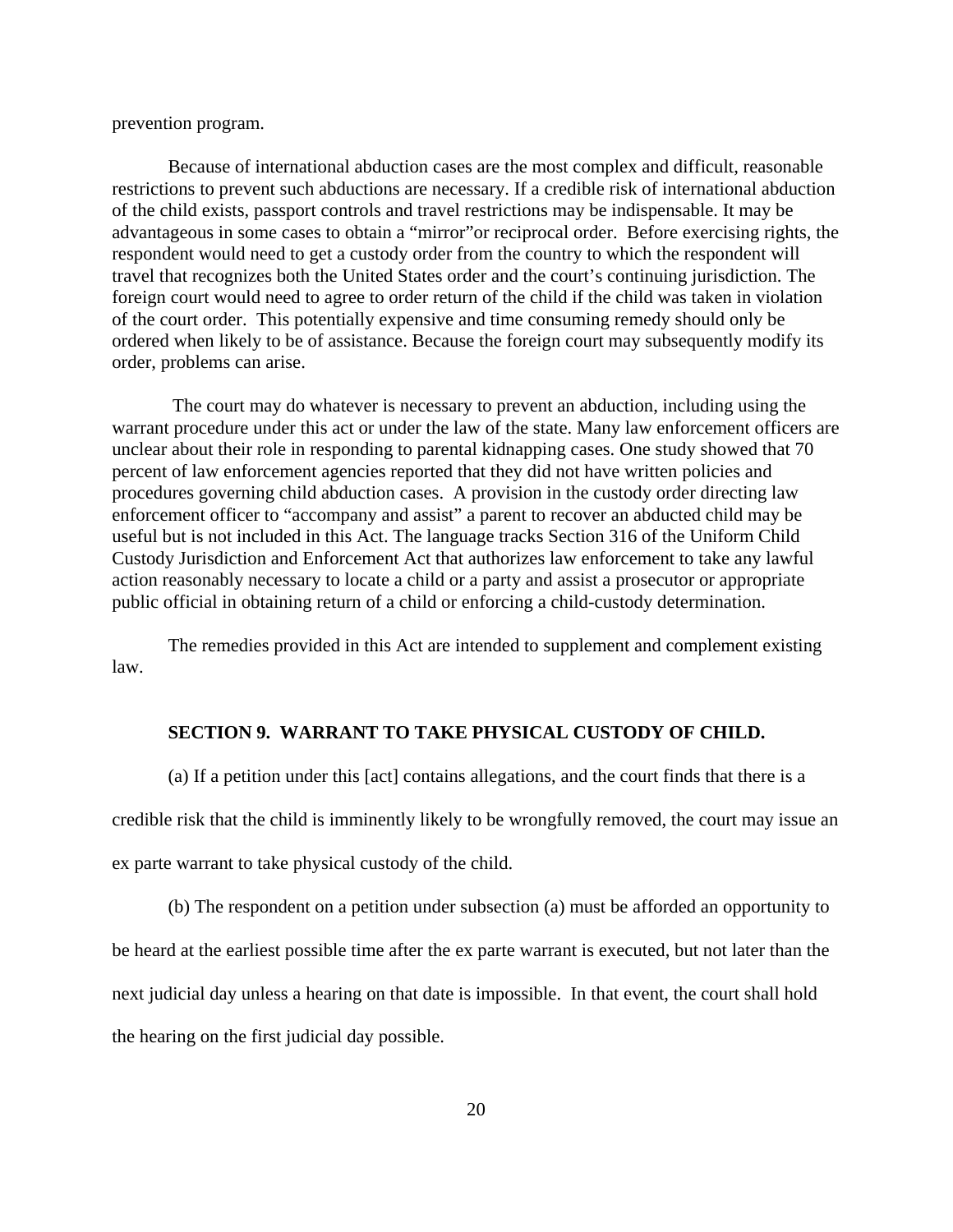prevention program.

Because of international abduction cases are the most complex and difficult, reasonable restrictions to prevent such abductions are necessary. If a credible risk of international abduction of the child exists, passport controls and travel restrictions may be indispensable. It may be advantageous in some cases to obtain a "mirror"or reciprocal order. Before exercising rights, the respondent would need to get a custody order from the country to which the respondent will travel that recognizes both the United States order and the court's continuing jurisdiction. The foreign court would need to agree to order return of the child if the child was taken in violation of the court order. This potentially expensive and time consuming remedy should only be ordered when likely to be of assistance. Because the foreign court may subsequently modify its order, problems can arise.

The court may do whatever is necessary to prevent an abduction, including using the warrant procedure under this act or under the law of the state. Many law enforcement officers are unclear about their role in responding to parental kidnapping cases. One study showed that 70 percent of law enforcement agencies reported that they did not have written policies and procedures governing child abduction cases. A provision in the custody order directing law enforcement officer to "accompany and assist" a parent to recover an abducted child may be useful but is not included in this Act. The language tracks Section 316 of the Uniform Child Custody Jurisdiction and Enforcement Act that authorizes law enforcement to take any lawful action reasonably necessary to locate a child or a party and assist a prosecutor or appropriate public official in obtaining return of a child or enforcing a child-custody determination.

The remedies provided in this Act are intended to supplement and complement existing law.

### SECTION 9. WARRANT TO TAKE PHYSICAL CUSTODY OF CHILD.

(a) If a petition under this [act] contains allegations, and the court finds that there is a credible risk that the child is imminently likely to be wrongfully removed, the court may issue an ex parte warrant to take physical custody of the child.

(b) The respondent on a petition under subsection (a) must be afforded an opportunity to be heard at the earliest possible time after the ex parte warrant is executed, but not later than the next judicial day unless a hearing on that date is impossible. In that event, the court shall hold the hearing on the first judicial day possible.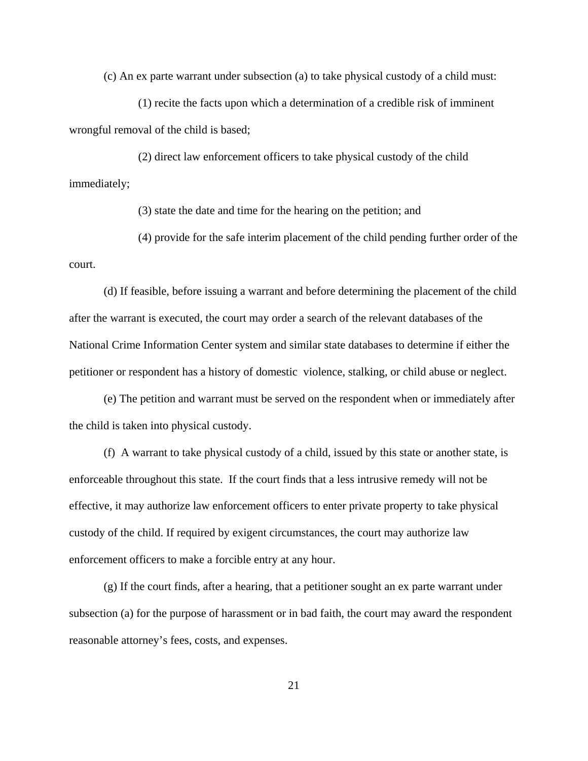(c) An ex parte warrant under subsection (a) to take physical custody of a child must:

(1) recite the facts upon which a determination of a credible risk of imminent wrongful removal of the child is based;

(2) direct law enforcement officers to take physical custody of the child immediately;

(3) state the date and time for the hearing on the petition; and

(4) provide for the safe interim placement of the child pending further order of the court.

(d) If feasible, before issuing a warrant and before determining the placement of the child after the warrant is executed, the court may order a search of the relevant databases of the National Crime Information Center system and similar state databases to determine if either the petitioner or respondent has a history of domestic violence, stalking, or child abuse or neglect.

(e) The petition and warrant must be served on the respondent when or immediately after the child is taken into physical custody.

(f) A warrant to take physical custody of a child, issued by this state or another state, is enforceable throughout this state. If the court finds that a less intrusive remedy will not be effective, it may authorize law enforcement officers to enter private property to take physical custody of the child. If required by exigent circumstances, the court may authorize law enforcement officers to make a forcible entry at any hour.

(g) If the court finds, after a hearing, that a petitioner sought an ex parte warrant under subsection (a) for the purpose of harassment or in bad faith, the court may award the respondent reasonable attorney's fees, costs, and expenses.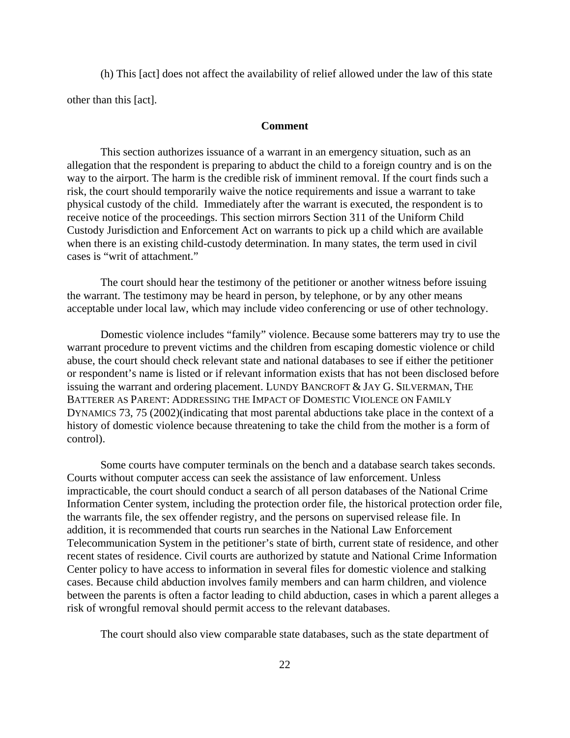(h) This [act] does not affect the availability of relief allowed under the law of this state other than this [act].

**Comment**

This section authorizes issuance of a warrant in an emergency situation, such as an allegation that the respondent is preparing to abduct the child to a foreign country and is on the way to the airport. The harm is the credible risk of imminent removal. If the court finds such a risk, the court should temporarily waive the notice requirements and issue a warrant to take physical custody of the child. Immediately after the warrant is executed, the respondent is to receive notice of the proceedings. This section mirrors Section 311 of the Uniform Child Custody Jurisdiction and Enforcement Act on warrants to pick up a child which are available when there is an existing child-custody determination. In many states, the term used in civil cases is "writ of attachment."

The court should hear the testimony of the petitioner or another witness before issuing the warrant. The testimony may be heard in person, by telephone, or by any other means acceptable under local law, which may include video conferencing or use of other technology.

Domestic violence includes "family" violence. Because some batterers may try to use the warrant procedure to prevent victims and the children from escaping domestic violence or child abuse, the court should check relevant state and national databases to see if either the petitioner or respondent's name is listed or if relevant information exists that has not been disclosed before issuing the warrant and ordering placement. LUNDY BANCROFT & JAY G. SILVERMAN, THE BATTERER AS PARENT: ADDRESSING THE IMPACT OF DOMESTIC VIOLENCE ON FAMILY DYNAMICS 73, 75 (2002)(indicating that most parental abductions take place in the context of a history of domestic violence because threatening to take the child from the mother is a form of control).

Some courts have computer terminals on the bench and a database search takes seconds. Courts without computer access can seek the assistance of law enforcement. Unless impracticable, the court should conduct a search of all person databases of the National Crime Information Center system, including the protection order file, the historical protection order file, the warrants file, the sex offender registry, and the persons on supervised release file. In addition, it is recommended that courts run searches in the National Law Enforcement Telecommunication System in the petitioner's state of birth, current state of residence, and other recent states of residence. Civil courts are authorized by statute and National Crime Information Center policy to have access to information in several files for domestic violence and stalking cases. Because child abduction involves family members and can harm children, and violence between the parents is often a factor leading to child abduction, cases in which a parent alleges a risk of wrongful removal should permit access to the relevant databases.

The court should also view comparable state databases, such as the state department of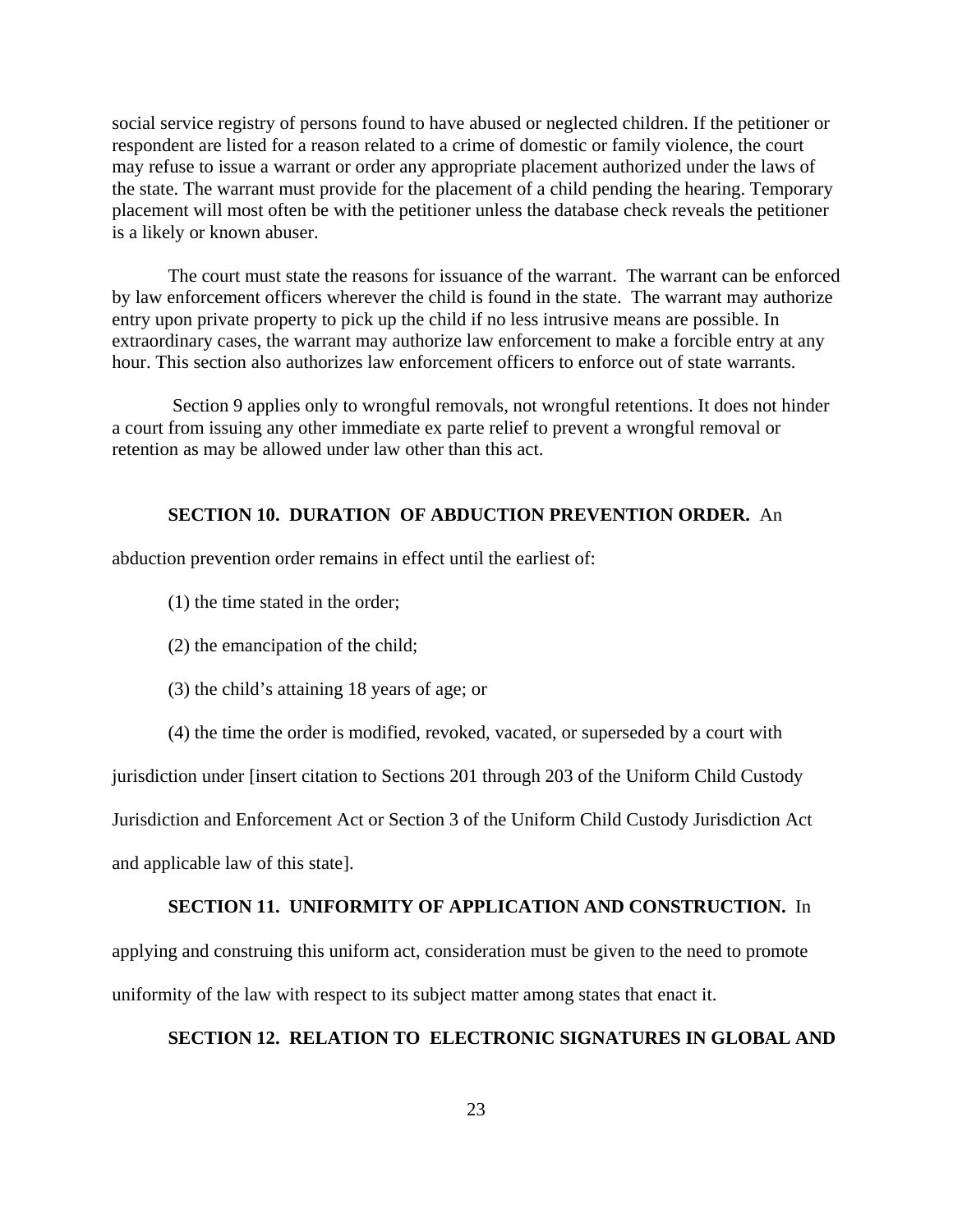social service registry of persons found to have abused or neglected children. If the petitioner or respondent are listed for a reason related to a crime of domestic or family violence, the court may refuse to issue a warrant or order any appropriate placement authorized under the laws of the state. The warrant must provide for the placement of a child pending the hearing. Temporary placement will most often be with the petitioner unless the database check reveals the petitioner is a likely or known abuser.

The court must state the reasons for issuance of the warrant. The warrant can be enforced by law enforcement officers wherever the child is found in the state. The warrant may authorize entry upon private property to pick up the child if no less intrusive means are possible. In extraordinary cases, the warrant may authorize law enforcement to make a forcible entry at any hour. This section also authorizes law enforcement officers to enforce out of state warrants.

Section 9 applies only to wrongful removals, not wrongful retentions. It does not hinder a court from issuing any other immediate ex parte relief to prevent a wrongful removal or retention as may be allowed under law other than this act.

**SECTION 10. DURATION OF ABDUCTION PREVENTION ORDER.** An abduction prevention order remains in effect until the earliest of:

(1) the time stated in the order;

(2) the emancipation of the child;

(3) the child's attaining 18 years of age; or

(4) the time the order is modified, revoked, vacated, or superseded by a court with jurisdiction under [insert citation to Sections 201 through 203 of the Uniform Child Custody Jurisdiction and Enforcement Act or Section 3 of the Uniform Child Custody Jurisdiction Act and applicable law of this state].

**SECTION 11. UNIFORMITY OF APPLICATION AND CONSTRUCTION.** In applying and construing this uniform act, consideration must be given to the need to promote uniformity of the law with respect to its subject matter among states that enact it.

**SECTION 12. RELATION TO ELECTRONIC SIGNATURES IN GLOBAL AND**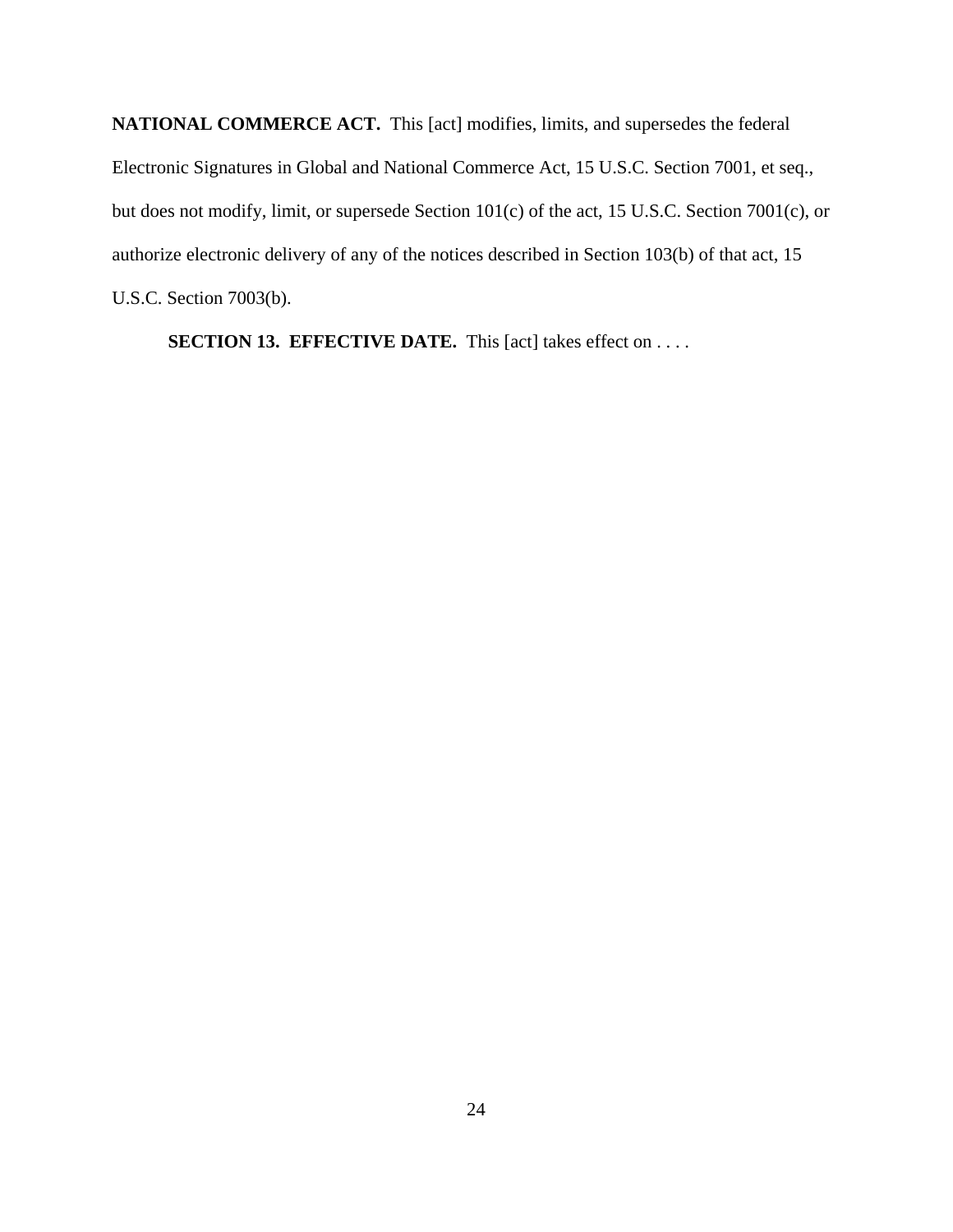**NATIONAL COMMERCE ACT.** This [act] modifies, limits, and supersedes the federal Electronic Signatures in Global and National Commerce Act, 15 U.S.C. Section 7001, et seq., but does not modify, limit, or supersede Section 101(c) of the act, 15 U.S.C. Section 7001(c), or authorize electronic delivery of any of the notices described in Section 103(b) of that act, 15 U.S.C. Section 7003(b).

**SECTION 13. EFFECTIVE DATE.** This [act] takes effect on . . . .